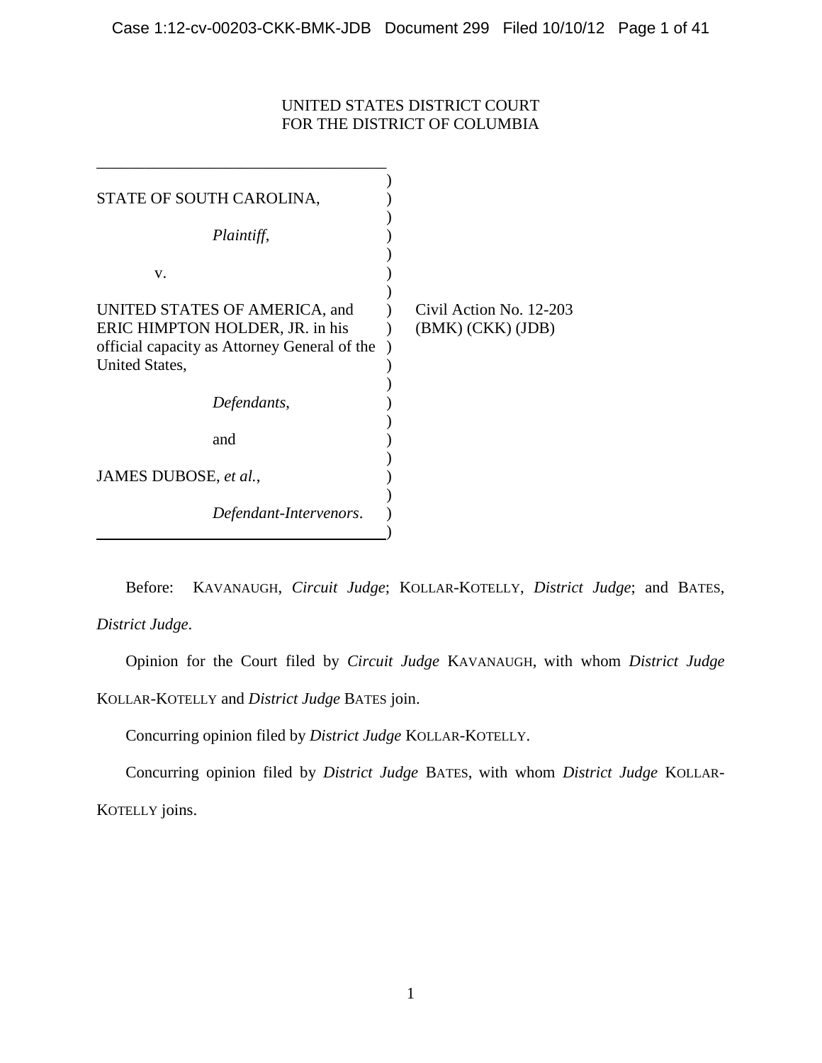UNITED STATES DISTRICT COURT
FOR THE DISTRICT OF COLUMBIA

STATE OF SOUTH CAROLINA,

*Plaintiff*,

v.

UNITED STATES OF AMERICA, and ERIC HIMPTON HOLDER, JR. in his official capacity as Attorney General of the United States,

*Defendants*,

and

JAMES DUBOSE, *et al.*,

*Defendant-Intervenors*.

Civil Action No. 12-203 (BMK) (CKK) (JDB)

Before: KAVANAUGH, *Circuit Judge*; KOLLAR-KOTELLY, *District Judge*; and BATES, *District Judge*.

Opinion for the Court filed by *Circuit Judge* KAVANAUGH, with whom *District Judge* KOLLAR-KOTELLY and *District Judge* BATES join.

Concurring opinion filed by *District Judge* KOLLAR-KOTELLY.

Concurring opinion filed by *District Judge* BATES, with whom *District Judge* KOLLAR-KOTELLY joins.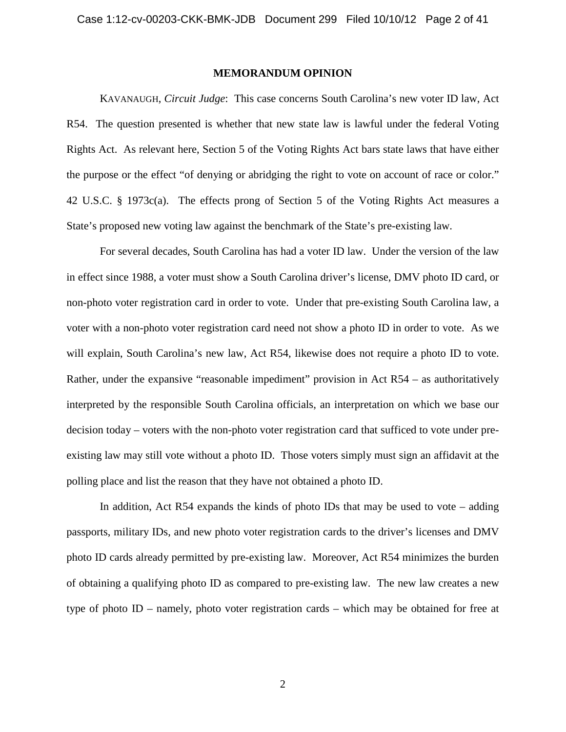**MEMORANDUM OPINION**

KAVANAUGH, *Circuit Judge*: This case concerns South Carolina's new voter ID law, Act R54. The question presented is whether that new state law is lawful under the federal Voting Rights Act. As relevant here, Section 5 of the Voting Rights Act bars state laws that have either the purpose or the effect "of denying or abridging the right to vote on account of race or color." 42 U.S.C. § 1973c(a). The effects prong of Section 5 of the Voting Rights Act measures a State's proposed new voting law against the benchmark of the State's pre-existing law.

For several decades, South Carolina has had a voter ID law. Under the version of the law in effect since 1988, a voter must show a South Carolina driver's license, DMV photo ID card, or non-photo voter registration card in order to vote. Under that pre-existing South Carolina law, a voter with a non-photo voter registration card need not show a photo ID in order to vote. As we will explain, South Carolina's new law, Act R54, likewise does not require a photo ID to vote. Rather, under the expansive "reasonable impediment" provision in Act R54 – as authoritatively interpreted by the responsible South Carolina officials, an interpretation on which we base our decision today – voters with the non-photo voter registration card that sufficed to vote under pre-existing law may still vote without a photo ID. Those voters simply must sign an affidavit at the polling place and list the reason that they have not obtained a photo ID.

In addition, Act R54 expands the kinds of photo IDs that may be used to vote – adding passports, military IDs, and new photo voter registration cards to the driver's licenses and DMV photo ID cards already permitted by pre-existing law. Moreover, Act R54 minimizes the burden of obtaining a qualifying photo ID as compared to pre-existing law. The new law creates a new type of photo ID – namely, photo voter registration cards – which may be obtained for free at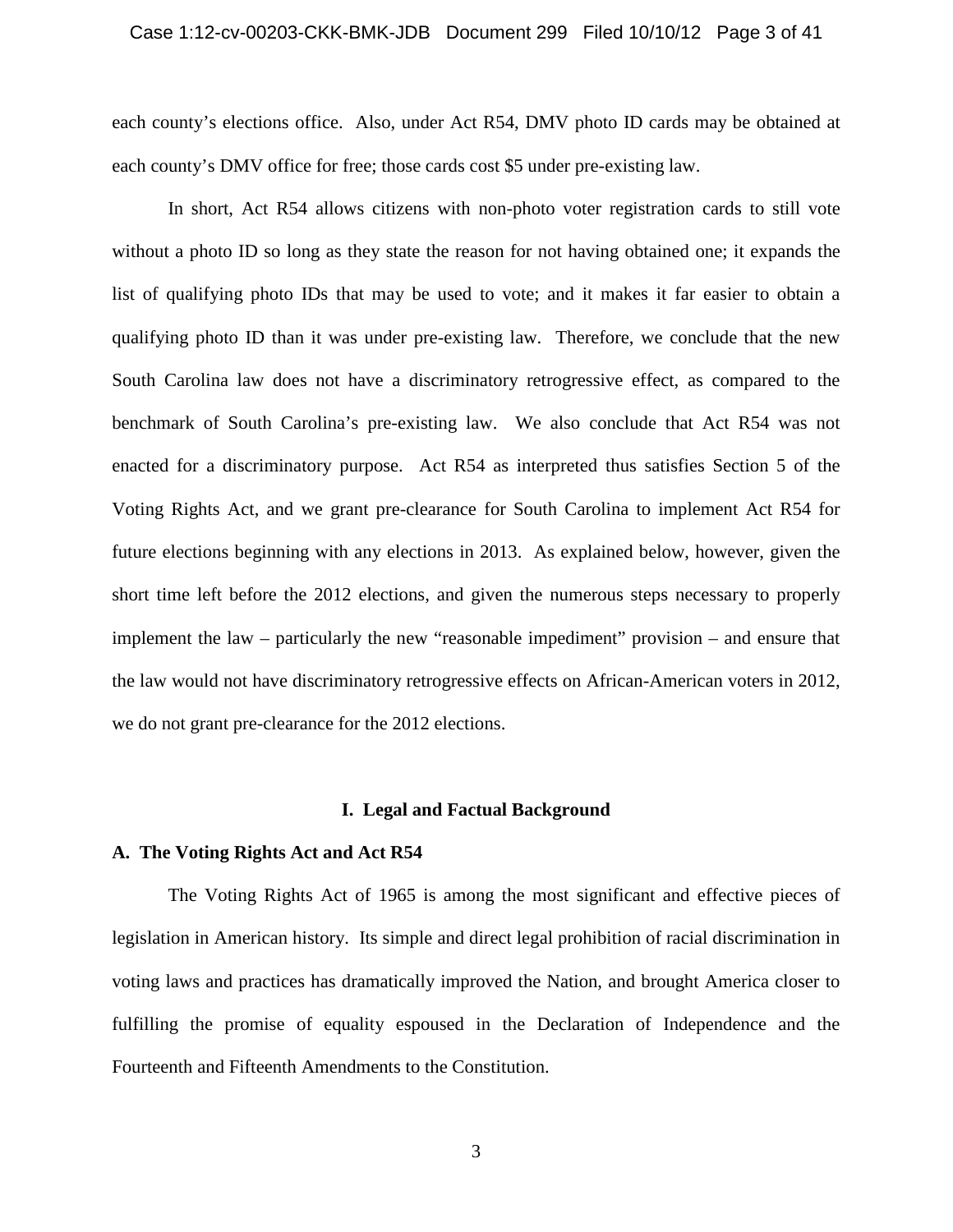each county's elections office. Also, under Act R54, DMV photo ID cards may be obtained at each county's DMV office for free; those cards cost $5 under pre-existing law.

In short, Act R54 allows citizens with non-photo voter registration cards to still vote without a photo ID so long as they state the reason for not having obtained one; it expands the list of qualifying photo IDs that may be used to vote; and it makes it far easier to obtain a qualifying photo ID than it was under pre-existing law. Therefore, we conclude that the new South Carolina law does not have a discriminatory retrogressive effect, as compared to the benchmark of South Carolina's pre-existing law. We also conclude that Act R54 was not enacted for a discriminatory purpose. Act R54 as interpreted thus satisfies Section 5 of the Voting Rights Act, and we grant pre-clearance for South Carolina to implement Act R54 for future elections beginning with any elections in 2013. As explained below, however, given the short time left before the 2012 elections, and given the numerous steps necessary to properly implement the law – particularly the new "reasonable impediment" provision – and ensure that the law would not have discriminatory retrogressive effects on African-American voters in 2012, we do not grant pre-clearance for the 2012 elections.

## I. Legal and Factual Background

### A. The Voting Rights Act and Act R54

The Voting Rights Act of 1965 is among the most significant and effective pieces of legislation in American history. Its simple and direct legal prohibition of racial discrimination in voting laws and practices has dramatically improved the Nation, and brought America closer to fulfilling the promise of equality espoused in the Declaration of Independence and the Fourteenth and Fifteenth Amendments to the Constitution.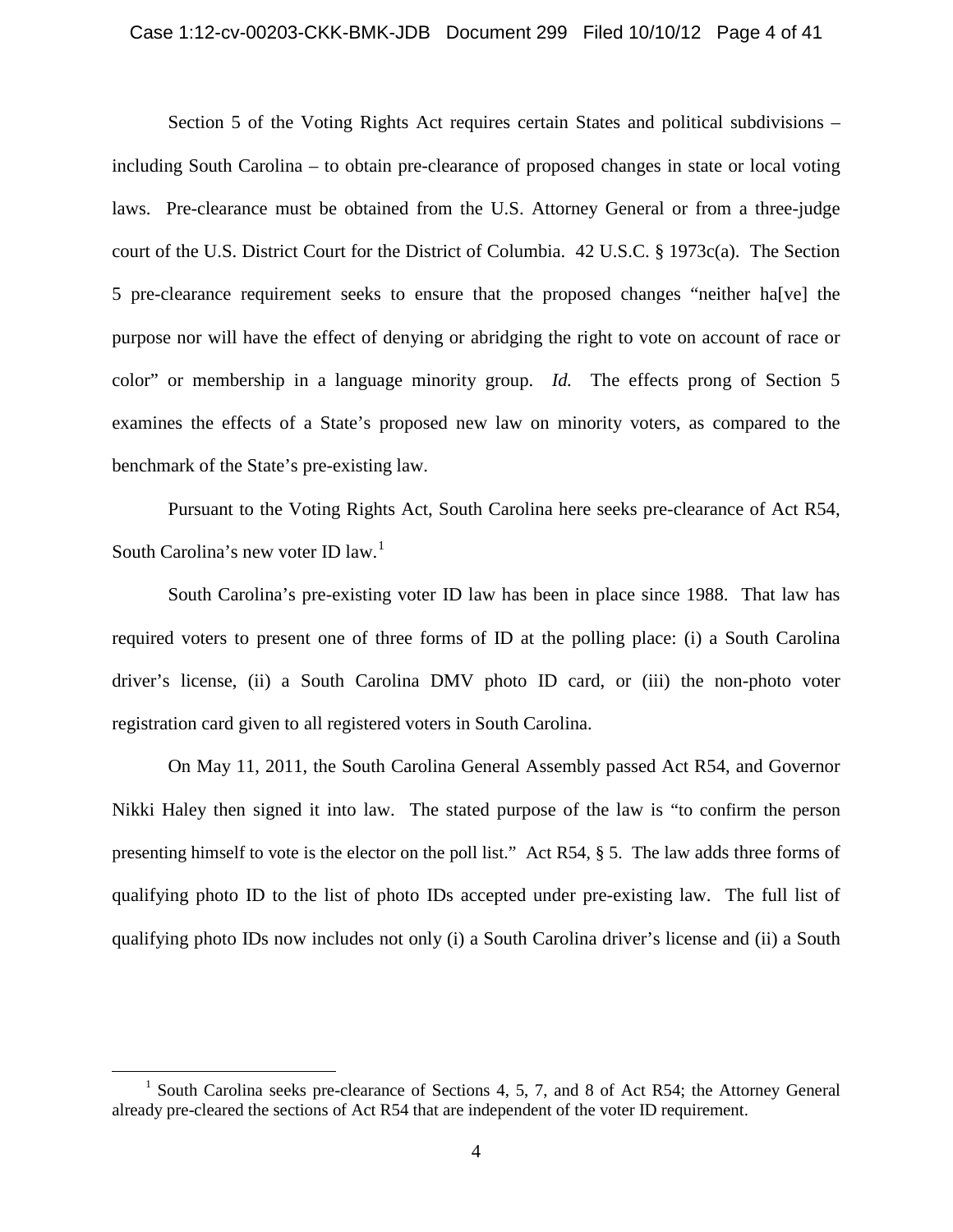Section 5 of the Voting Rights Act requires certain States and political subdivisions – including South Carolina – to obtain pre-clearance of proposed changes in state or local voting laws. Pre-clearance must be obtained from the U.S. Attorney General or from a three-judge court of the U.S. District Court for the District of Columbia. 42 U.S.C. § 1973c(a). The Section 5 pre-clearance requirement seeks to ensure that the proposed changes "neither ha[ve] the purpose nor will have the effect of denying or abridging the right to vote on account of race or color" or membership in a language minority group. *Id.* The effects prong of Section 5 examines the effects of a State's proposed new law on minority voters, as compared to the benchmark of the State's pre-existing law.

Pursuant to the Voting Rights Act, South Carolina here seeks pre-clearance of Act R54, South Carolina's new voter ID law.[1]

South Carolina's pre-existing voter ID law has been in place since 1988. That law has required voters to present one of three forms of ID at the polling place: (i) a South Carolina driver's license, (ii) a South Carolina DMV photo ID card, or (iii) the non-photo voter registration card given to all registered voters in South Carolina.

On May 11, 2011, the South Carolina General Assembly passed Act R54, and Governor Nikki Haley then signed it into law. The stated purpose of the law is "to confirm the person presenting himself to vote is the elector on the poll list." Act R54, § 5. The law adds three forms of qualifying photo ID to the list of photo IDs accepted under pre-existing law. The full list of qualifying photo IDs now includes not only (i) a South Carolina driver's license and (ii) a South

[1] South Carolina seeks pre-clearance of Sections 4, 5, 7, and 8 of Act R54; the Attorney General already pre-cleared the sections of Act R54 that are independent of the voter ID requirement.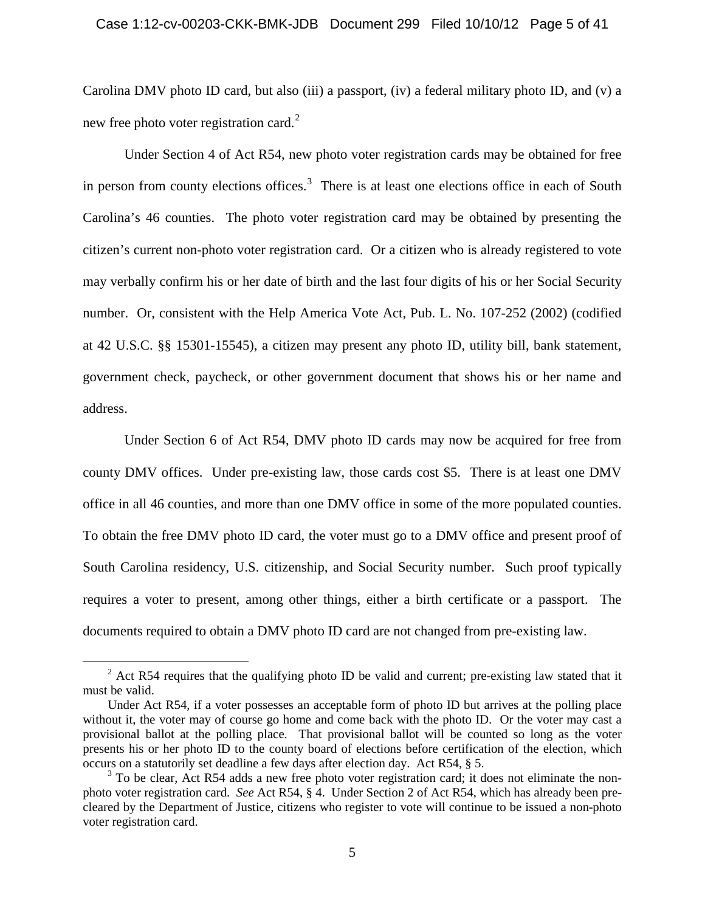Carolina DMV photo ID card, but also (iii) a passport, (iv) a federal military photo ID, and (v) a new free photo voter registration card.[2]

Under Section 4 of Act R54, new photo voter registration cards may be obtained for free in person from county elections offices.[3] There is at least one elections office in each of South Carolina's 46 counties. The photo voter registration card may be obtained by presenting the citizen's current non-photo voter registration card. Or a citizen who is already registered to vote may verbally confirm his or her date of birth and the last four digits of his or her Social Security number. Or, consistent with the Help America Vote Act, Pub. L. No. 107-252 (2002) (codified at 42 U.S.C. §§ 15301-15545), a citizen may present any photo ID, utility bill, bank statement, government check, paycheck, or other government document that shows his or her name and address.

Under Section 6 of Act R54, DMV photo ID cards may now be acquired for free from county DMV offices. Under pre-existing law, those cards cost $5. There is at least one DMV office in all 46 counties, and more than one DMV office in some of the more populated counties. To obtain the free DMV photo ID card, the voter must go to a DMV office and present proof of South Carolina residency, U.S. citizenship, and Social Security number. Such proof typically requires a voter to present, among other things, either a birth certificate or a passport. The documents required to obtain a DMV photo ID card are not changed from pre-existing law.

---

[2] Act R54 requires that the qualifying photo ID be valid and current; pre-existing law stated that it must be valid.

Under Act R54, if a voter possesses an acceptable form of photo ID but arrives at the polling place without it, the voter may of course go home and come back with the photo ID. Or the voter may cast a provisional ballot at the polling place. That provisional ballot will be counted so long as the voter presents his or her photo ID to the county board of elections before certification of the election, which occurs on a statutorily set deadline a few days after election day. Act R54, § 5.

[3] To be clear, Act R54 adds a new free photo voter registration card; it does not eliminate the non-photo voter registration card. *See* Act R54, § 4. Under Section 2 of Act R54, which has already been pre-cleared by the Department of Justice, citizens who register to vote will continue to be issued a non-photo voter registration card.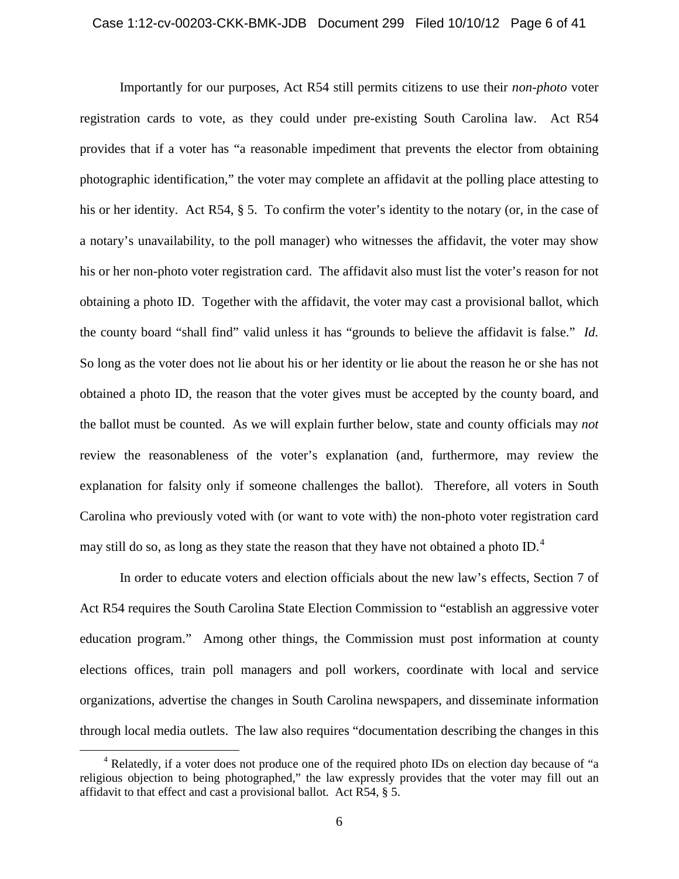Importantly for our purposes, Act R54 still permits citizens to use their *non-photo* voter registration cards to vote, as they could under pre-existing South Carolina law. Act R54 provides that if a voter has "a reasonable impediment that prevents the elector from obtaining photographic identification," the voter may complete an affidavit at the polling place attesting to his or her identity. Act R54, § 5. To confirm the voter's identity to the notary (or, in the case of a notary's unavailability, to the poll manager) who witnesses the affidavit, the voter may show his or her non-photo voter registration card. The affidavit also must list the voter's reason for not obtaining a photo ID. Together with the affidavit, the voter may cast a provisional ballot, which the county board "shall find" valid unless it has "grounds to believe the affidavit is false." *Id.* So long as the voter does not lie about his or her identity or lie about the reason he or she has not obtained a photo ID, the reason that the voter gives must be accepted by the county board, and the ballot must be counted. As we will explain further below, state and county officials may *not* review the reasonableness of the voter's explanation (and, furthermore, may review the explanation for falsity only if someone challenges the ballot). Therefore, all voters in South Carolina who previously voted with (or want to vote with) the non-photo voter registration card may still do so, as long as they state the reason that they have not obtained a photo ID.[4]

In order to educate voters and election officials about the new law's effects, Section 7 of Act R54 requires the South Carolina State Election Commission to "establish an aggressive voter education program." Among other things, the Commission must post information at county elections offices, train poll managers and poll workers, coordinate with local and service organizations, advertise the changes in South Carolina newspapers, and disseminate information through local media outlets. The law also requires "documentation describing the changes in this

[4] Relatedly, if a voter does not produce one of the required photo IDs on election day because of "a religious objection to being photographed," the law expressly provides that the voter may fill out an affidavit to that effect and cast a provisional ballot. Act R54, § 5.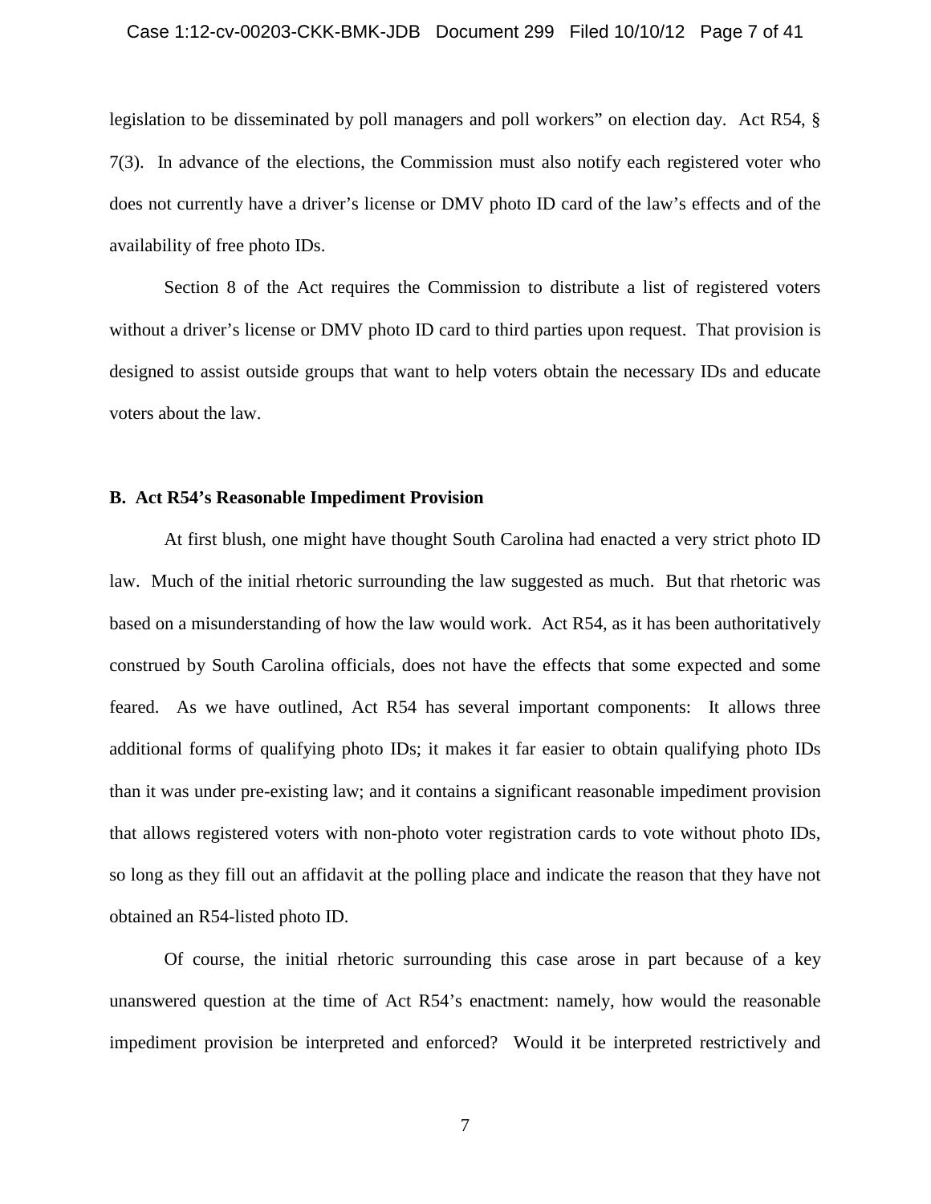legislation to be disseminated by poll managers and poll workers" on election day. Act R54, § 7(3). In advance of the elections, the Commission must also notify each registered voter who does not currently have a driver's license or DMV photo ID card of the law's effects and of the availability of free photo IDs.

Section 8 of the Act requires the Commission to distribute a list of registered voters without a driver's license or DMV photo ID card to third parties upon request. That provision is designed to assist outside groups that want to help voters obtain the necessary IDs and educate voters about the law.

**B. Act R54's Reasonable Impediment Provision**

At first blush, one might have thought South Carolina had enacted a very strict photo ID law. Much of the initial rhetoric surrounding the law suggested as much. But that rhetoric was based on a misunderstanding of how the law would work. Act R54, as it has been authoritatively construed by South Carolina officials, does not have the effects that some expected and some feared. As we have outlined, Act R54 has several important components: It allows three additional forms of qualifying photo IDs; it makes it far easier to obtain qualifying photo IDs than it was under pre-existing law; and it contains a significant reasonable impediment provision that allows registered voters with non-photo voter registration cards to vote without photo IDs, so long as they fill out an affidavit at the polling place and indicate the reason that they have not obtained an R54-listed photo ID.

Of course, the initial rhetoric surrounding this case arose in part because of a key unanswered question at the time of Act R54's enactment: namely, how would the reasonable impediment provision be interpreted and enforced? Would it be interpreted restrictively and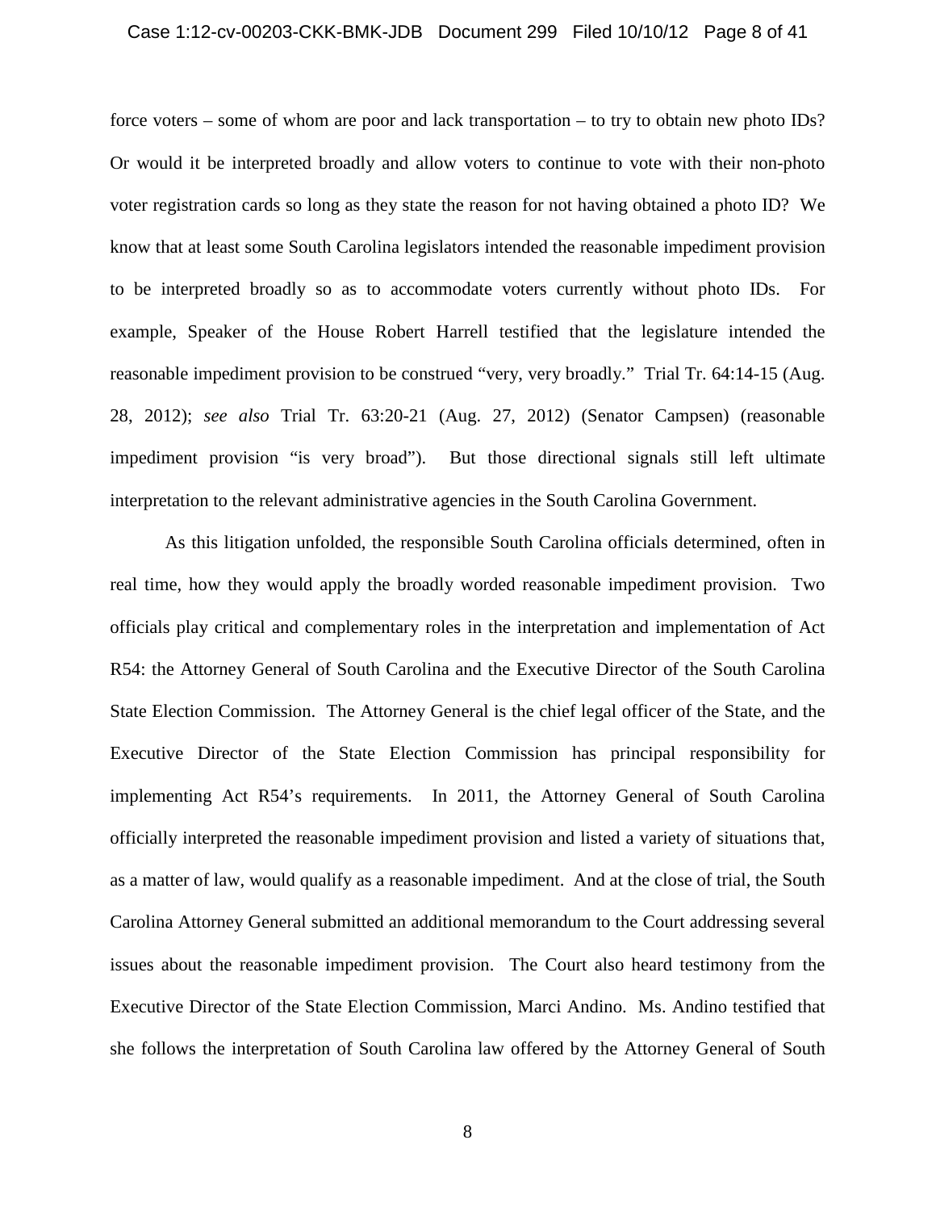force voters – some of whom are poor and lack transportation – to try to obtain new photo IDs? Or would it be interpreted broadly and allow voters to continue to vote with their non-photo voter registration cards so long as they state the reason for not having obtained a photo ID? We know that at least some South Carolina legislators intended the reasonable impediment provision to be interpreted broadly so as to accommodate voters currently without photo IDs. For example, Speaker of the House Robert Harrell testified that the legislature intended the reasonable impediment provision to be construed "very, very broadly." Trial Tr. 64:14-15 (Aug. 28, 2012); *see also* Trial Tr. 63:20-21 (Aug. 27, 2012) (Senator Campsen) (reasonable impediment provision "is very broad"). But those directional signals still left ultimate interpretation to the relevant administrative agencies in the South Carolina Government.

As this litigation unfolded, the responsible South Carolina officials determined, often in real time, how they would apply the broadly worded reasonable impediment provision. Two officials play critical and complementary roles in the interpretation and implementation of Act R54: the Attorney General of South Carolina and the Executive Director of the South Carolina State Election Commission. The Attorney General is the chief legal officer of the State, and the Executive Director of the State Election Commission has principal responsibility for implementing Act R54's requirements. In 2011, the Attorney General of South Carolina officially interpreted the reasonable impediment provision and listed a variety of situations that, as a matter of law, would qualify as a reasonable impediment. And at the close of trial, the South Carolina Attorney General submitted an additional memorandum to the Court addressing several issues about the reasonable impediment provision. The Court also heard testimony from the Executive Director of the State Election Commission, Marci Andino. Ms. Andino testified that she follows the interpretation of South Carolina law offered by the Attorney General of South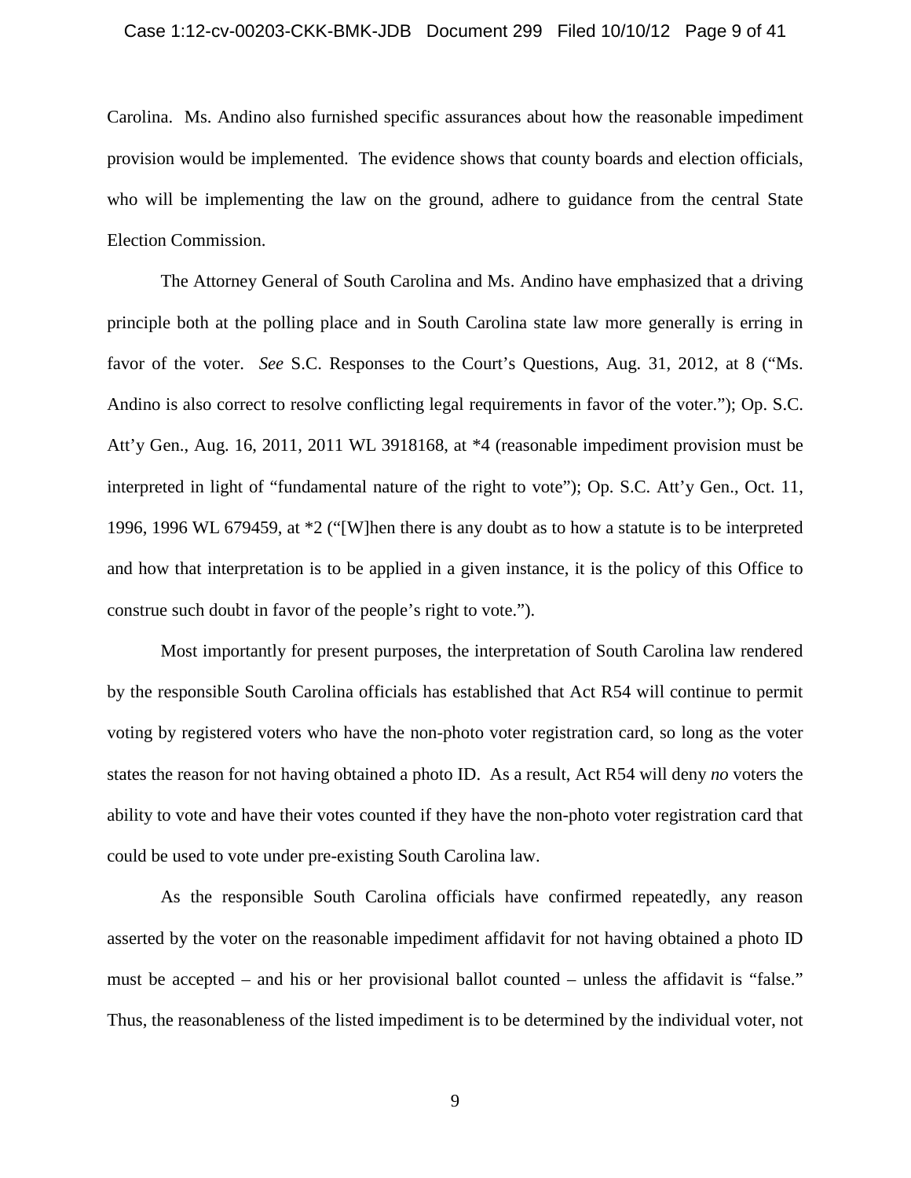Carolina. Ms. Andino also furnished specific assurances about how the reasonable impediment provision would be implemented. The evidence shows that county boards and election officials, who will be implementing the law on the ground, adhere to guidance from the central State Election Commission.

The Attorney General of South Carolina and Ms. Andino have emphasized that a driving principle both at the polling place and in South Carolina state law more generally is erring in favor of the voter. *See* S.C. Responses to the Court's Questions, Aug. 31, 2012, at 8 ("Ms. Andino is also correct to resolve conflicting legal requirements in favor of the voter."); Op. S.C. Att'y Gen., Aug. 16, 2011, 2011 WL 3918168, at *4 (reasonable impediment provision must be interpreted in light of "fundamental nature of the right to vote"); Op. S.C. Att'y Gen., Oct. 11, 1996, 1996 WL 679459, at *2 ("[W]hen there is any doubt as to how a statute is to be interpreted and how that interpretation is to be applied in a given instance, it is the policy of this Office to construe such doubt in favor of the people's right to vote.").

Most importantly for present purposes, the interpretation of South Carolina law rendered by the responsible South Carolina officials has established that Act R54 will continue to permit voting by registered voters who have the non-photo voter registration card, so long as the voter states the reason for not having obtained a photo ID. As a result, Act R54 will deny *no* voters the ability to vote and have their votes counted if they have the non-photo voter registration card that could be used to vote under pre-existing South Carolina law.

As the responsible South Carolina officials have confirmed repeatedly, any reason asserted by the voter on the reasonable impediment affidavit for not having obtained a photo ID must be accepted – and his or her provisional ballot counted – unless the affidavit is "false." Thus, the reasonableness of the listed impediment is to be determined by the individual voter, not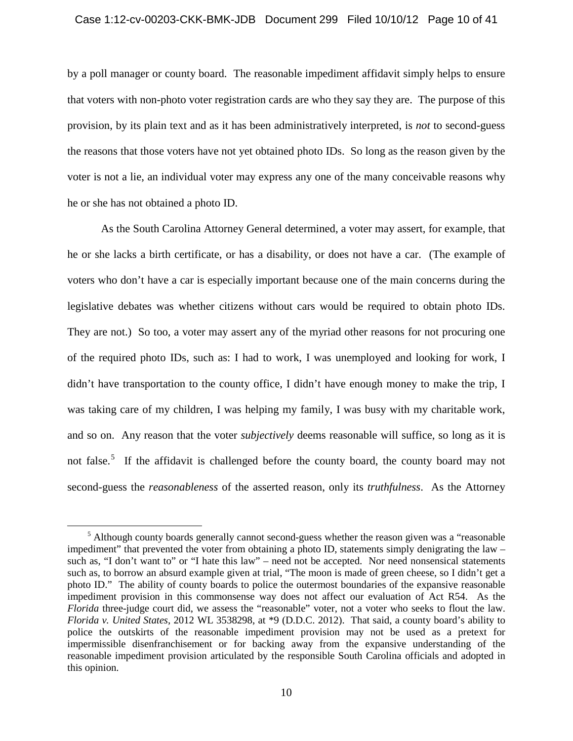by a poll manager or county board. The reasonable impediment affidavit simply helps to ensure that voters with non-photo voter registration cards are who they say they are. The purpose of this provision, by its plain text and as it has been administratively interpreted, is *not* to second-guess the reasons that those voters have not yet obtained photo IDs. So long as the reason given by the voter is not a lie, an individual voter may express any one of the many conceivable reasons why he or she has not obtained a photo ID.

As the South Carolina Attorney General determined, a voter may assert, for example, that he or she lacks a birth certificate, or has a disability, or does not have a car. (The example of voters who don't have a car is especially important because one of the main concerns during the legislative debates was whether citizens without cars would be required to obtain photo IDs. They are not.) So too, a voter may assert any of the myriad other reasons for not procuring one of the required photo IDs, such as: I had to work, I was unemployed and looking for work, I didn't have transportation to the county office, I didn't have enough money to make the trip, I was taking care of my children, I was helping my family, I was busy with my charitable work, and so on. Any reason that the voter *subjectively* deems reasonable will suffice, so long as it is not false.[5] If the affidavit is challenged before the county board, the county board may not second-guess the *reasonableness* of the asserted reason, only its *truthfulness*. As the Attorney

---

[5] Although county boards generally cannot second-guess whether the reason given was a "reasonable impediment" that prevented the voter from obtaining a photo ID, statements simply denigrating the law – such as, "I don't want to" or "I hate this law" – need not be accepted. Nor need nonsensical statements such as, to borrow an absurd example given at trial, "The moon is made of green cheese, so I didn't get a photo ID." The ability of county boards to police the outermost boundaries of the expansive reasonable impediment provision in this commonsense way does not affect our evaluation of Act R54. As the *Florida* three-judge court did, we assess the "reasonable" voter, not a voter who seeks to flout the law. *Florida v. United States*, 2012 WL 3538298, at *9 (D.D.C. 2012). That said, a county board's ability to police the outskirts of the reasonable impediment provision may not be used as a pretext for impermissible disenfranchisement or for backing away from the expansive understanding of the reasonable impediment provision articulated by the responsible South Carolina officials and adopted in this opinion.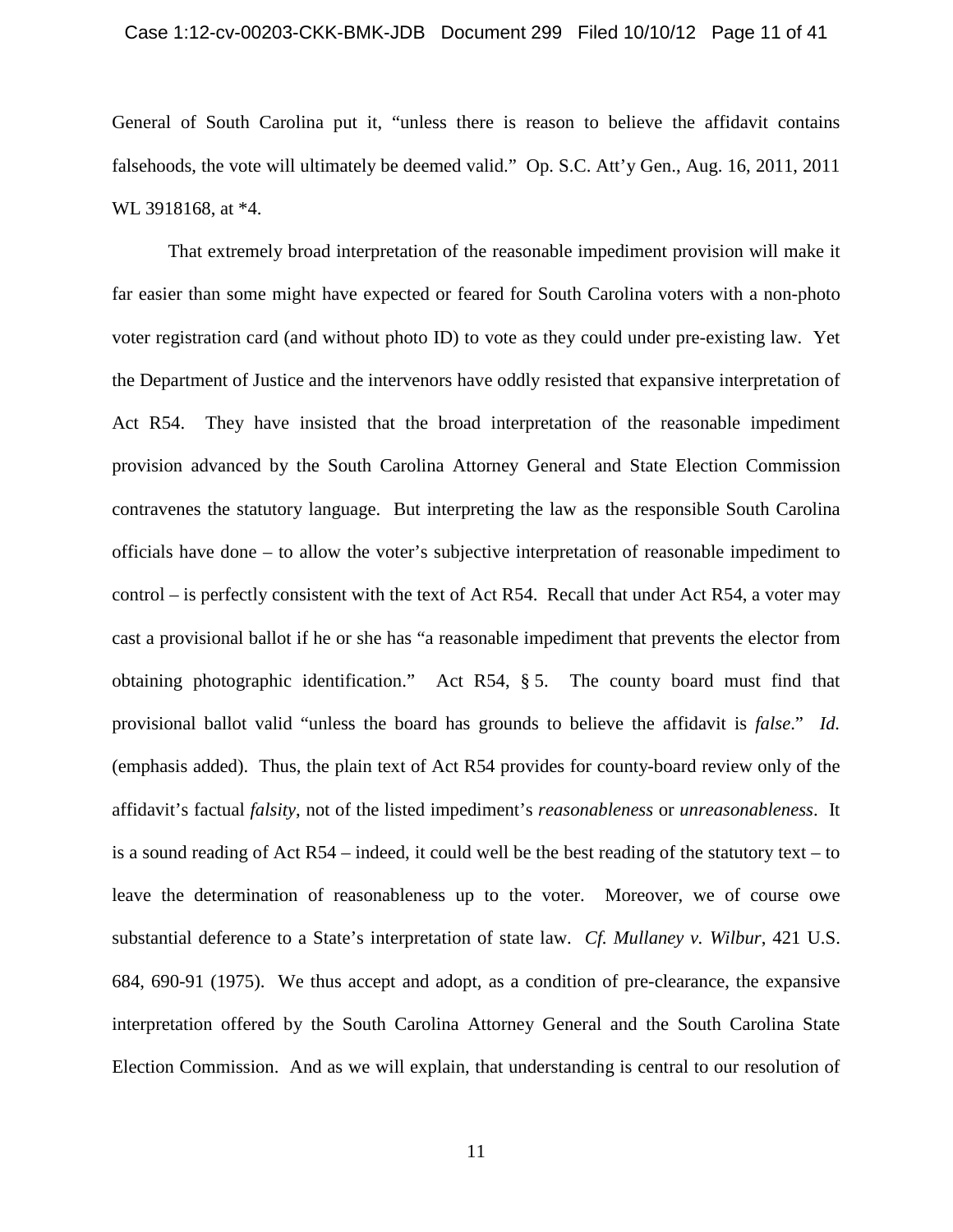General of South Carolina put it, "unless there is reason to believe the affidavit contains falsehoods, the vote will ultimately be deemed valid." Op. S.C. Att'y Gen., Aug. 16, 2011, 2011 WL 3918168, at *4.

That extremely broad interpretation of the reasonable impediment provision will make it far easier than some might have expected or feared for South Carolina voters with a non-photo voter registration card (and without photo ID) to vote as they could under pre-existing law. Yet the Department of Justice and the intervenors have oddly resisted that expansive interpretation of Act R54. They have insisted that the broad interpretation of the reasonable impediment provision advanced by the South Carolina Attorney General and State Election Commission contravenes the statutory language. But interpreting the law as the responsible South Carolina officials have done – to allow the voter's subjective interpretation of reasonable impediment to control – is perfectly consistent with the text of Act R54. Recall that under Act R54, a voter may cast a provisional ballot if he or she has "a reasonable impediment that prevents the elector from obtaining photographic identification." Act R54, § 5. The county board must find that provisional ballot valid "unless the board has grounds to believe the affidavit is *false*." *Id.* (emphasis added). Thus, the plain text of Act R54 provides for county-board review only of the affidavit's factual *falsity*, not of the listed impediment's *reasonableness* or *unreasonableness*. It is a sound reading of Act R54 – indeed, it could well be the best reading of the statutory text – to leave the determination of reasonableness up to the voter. Moreover, we of course owe substantial deference to a State's interpretation of state law. *Cf. Mullaney v. Wilbur*, 421 U.S. 684, 690-91 (1975). We thus accept and adopt, as a condition of pre-clearance, the expansive interpretation offered by the South Carolina Attorney General and the South Carolina State Election Commission. And as we will explain, that understanding is central to our resolution of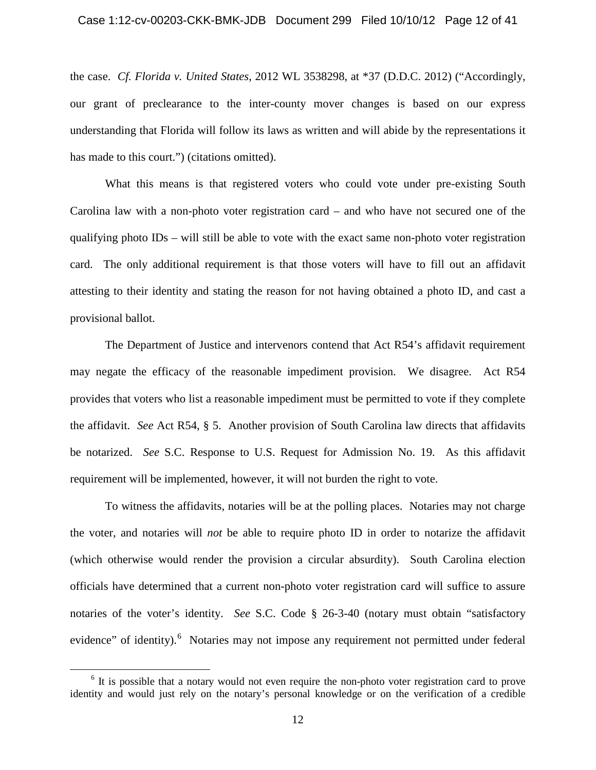the case. *Cf. Florida v. United States*, 2012 WL 3538298, at *37 (D.D.C. 2012) ("Accordingly, our grant of preclearance to the inter-county mover changes is based on our express understanding that Florida will follow its laws as written and will abide by the representations it has made to this court.") (citations omitted).

What this means is that registered voters who could vote under pre-existing South Carolina law with a non-photo voter registration card – and who have not secured one of the qualifying photo IDs – will still be able to vote with the exact same non-photo voter registration card. The only additional requirement is that those voters will have to fill out an affidavit attesting to their identity and stating the reason for not having obtained a photo ID, and cast a provisional ballot.

The Department of Justice and intervenors contend that Act R54's affidavit requirement may negate the efficacy of the reasonable impediment provision. We disagree. Act R54 provides that voters who list a reasonable impediment must be permitted to vote if they complete the affidavit. *See* Act R54, § 5. Another provision of South Carolina law directs that affidavits be notarized. *See* S.C. Response to U.S. Request for Admission No. 19. As this affidavit requirement will be implemented, however, it will not burden the right to vote.

To witness the affidavits, notaries will be at the polling places. Notaries may not charge the voter, and notaries will *not* be able to require photo ID in order to notarize the affidavit (which otherwise would render the provision a circular absurdity). South Carolina election officials have determined that a current non-photo voter registration card will suffice to assure notaries of the voter's identity. *See* S.C. Code § 26-3-40 (notary must obtain "satisfactory evidence" of identity).[6] Notaries may not impose any requirement not permitted under federal

[6] It is possible that a notary would not even require the non-photo voter registration card to prove identity and would just rely on the notary's personal knowledge or on the verification of a credible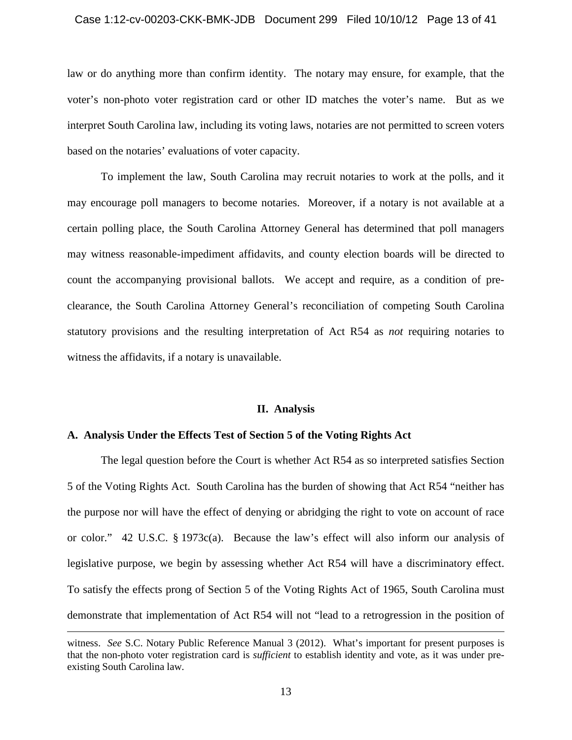law or do anything more than confirm identity. The notary may ensure, for example, that the voter's non-photo voter registration card or other ID matches the voter's name. But as we interpret South Carolina law, including its voting laws, notaries are not permitted to screen voters based on the notaries' evaluations of voter capacity.

To implement the law, South Carolina may recruit notaries to work at the polls, and it may encourage poll managers to become notaries. Moreover, if a notary is not available at a certain polling place, the South Carolina Attorney General has determined that poll managers may witness reasonable-impediment affidavits, and county election boards will be directed to count the accompanying provisional ballots. We accept and require, as a condition of pre-clearance, the South Carolina Attorney General's reconciliation of competing South Carolina statutory provisions and the resulting interpretation of Act R54 as *not* requiring notaries to witness the affidavits, if a notary is unavailable.

## II. Analysis

### A. Analysis Under the Effects Test of Section 5 of the Voting Rights Act

The legal question before the Court is whether Act R54 as so interpreted satisfies Section 5 of the Voting Rights Act. South Carolina has the burden of showing that Act R54 "neither has the purpose nor will have the effect of denying or abridging the right to vote on account of race or color." 42 U.S.C. § 1973c(a). Because the law's effect will also inform our analysis of legislative purpose, we begin by assessing whether Act R54 will have a discriminatory effect. To satisfy the effects prong of Section 5 of the Voting Rights Act of 1965, South Carolina must demonstrate that implementation of Act R54 will not "lead to a retrogression in the position of

---

witness. *See* S.C. Notary Public Reference Manual 3 (2012). What's important for present purposes is that the non-photo voter registration card is *sufficient* to establish identity and vote, as it was under pre-existing South Carolina law.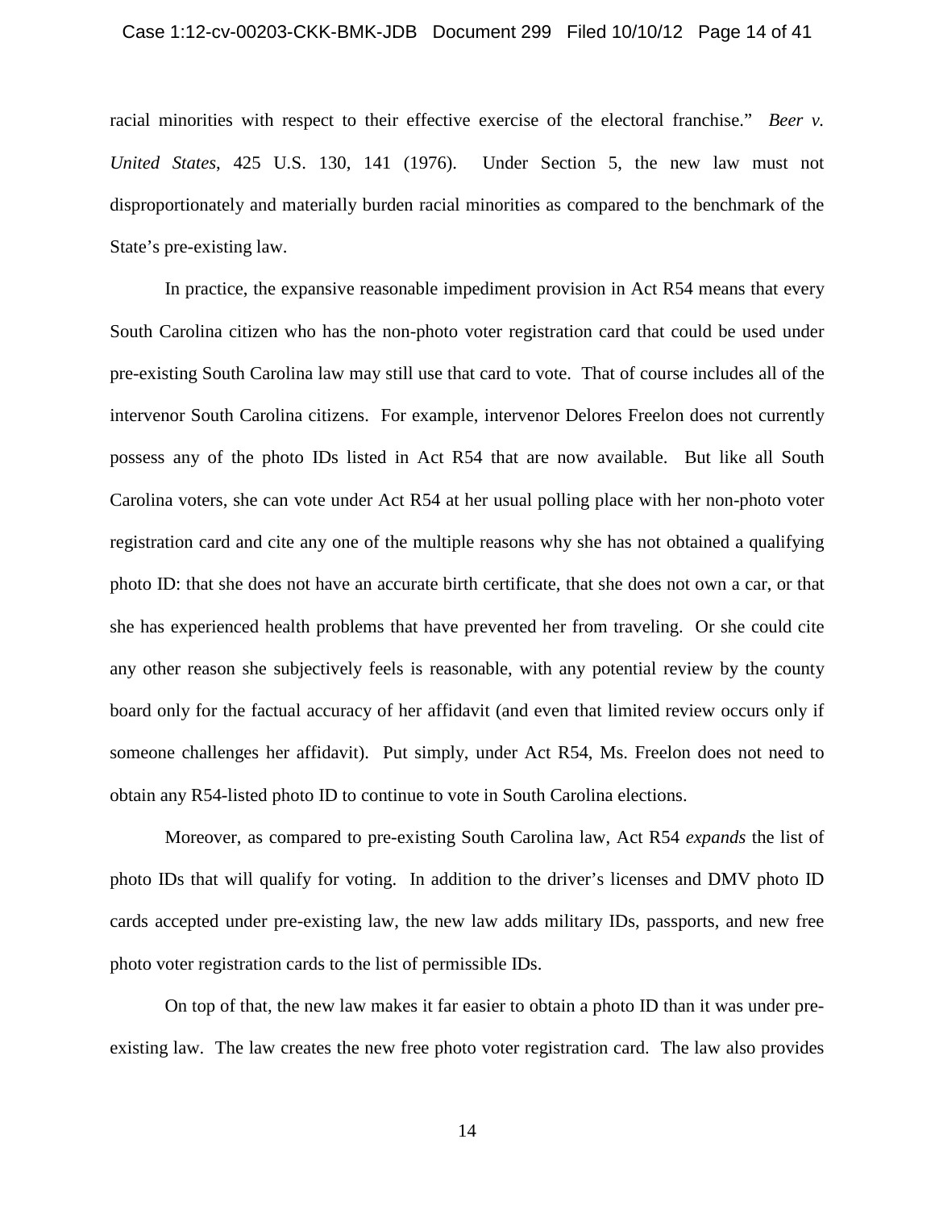racial minorities with respect to their effective exercise of the electoral franchise." *Beer v. United States*, 425 U.S. 130, 141 (1976). Under Section 5, the new law must not disproportionately and materially burden racial minorities as compared to the benchmark of the State's pre-existing law.

In practice, the expansive reasonable impediment provision in Act R54 means that every South Carolina citizen who has the non-photo voter registration card that could be used under pre-existing South Carolina law may still use that card to vote. That of course includes all of the intervenor South Carolina citizens. For example, intervenor Delores Freelon does not currently possess any of the photo IDs listed in Act R54 that are now available. But like all South Carolina voters, she can vote under Act R54 at her usual polling place with her non-photo voter registration card and cite any one of the multiple reasons why she has not obtained a qualifying photo ID: that she does not have an accurate birth certificate, that she does not own a car, or that she has experienced health problems that have prevented her from traveling. Or she could cite any other reason she subjectively feels is reasonable, with any potential review by the county board only for the factual accuracy of her affidavit (and even that limited review occurs only if someone challenges her affidavit). Put simply, under Act R54, Ms. Freelon does not need to obtain any R54-listed photo ID to continue to vote in South Carolina elections.

Moreover, as compared to pre-existing South Carolina law, Act R54 *expands* the list of photo IDs that will qualify for voting. In addition to the driver's licenses and DMV photo ID cards accepted under pre-existing law, the new law adds military IDs, passports, and new free photo voter registration cards to the list of permissible IDs.

On top of that, the new law makes it far easier to obtain a photo ID than it was under pre-existing law. The law creates the new free photo voter registration card. The law also provides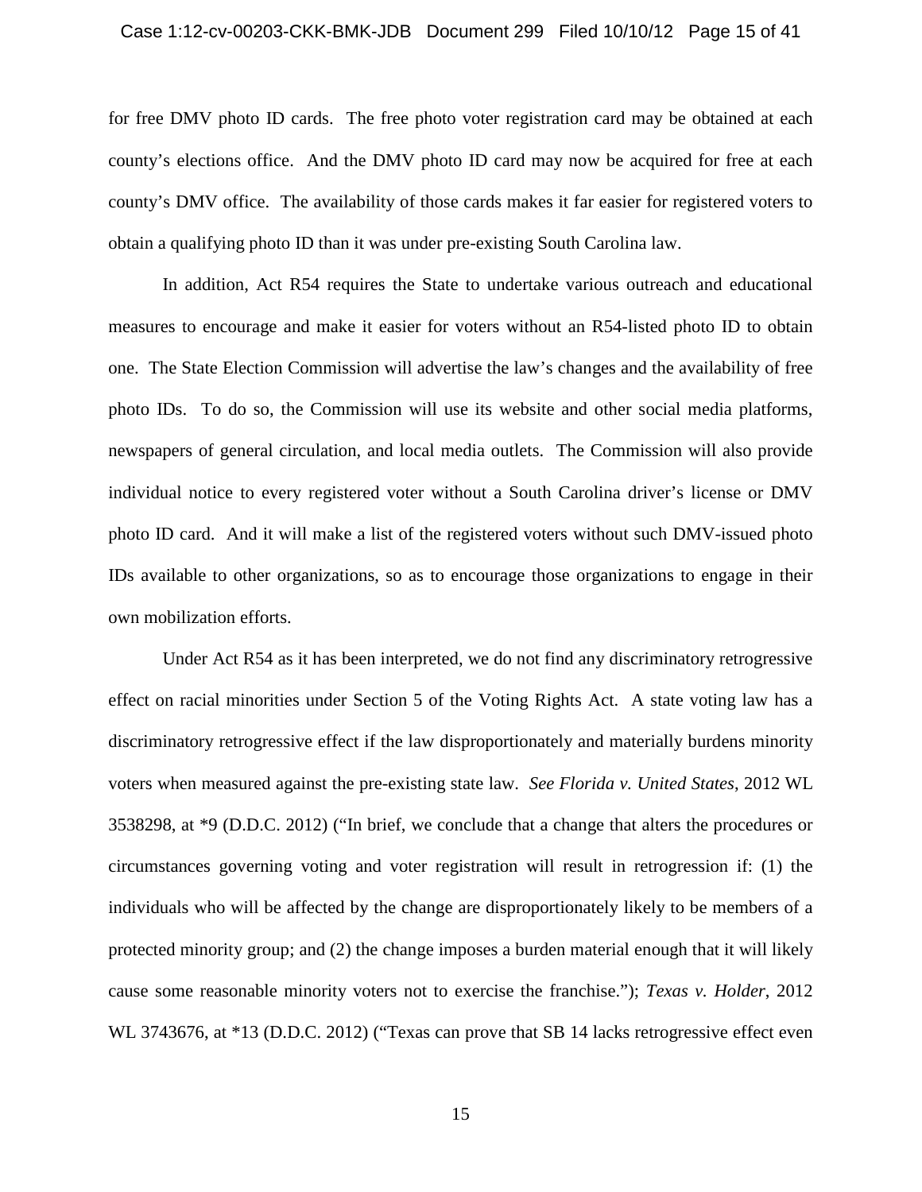for free DMV photo ID cards. The free photo voter registration card may be obtained at each county's elections office. And the DMV photo ID card may now be acquired for free at each county's DMV office. The availability of those cards makes it far easier for registered voters to obtain a qualifying photo ID than it was under pre-existing South Carolina law.

In addition, Act R54 requires the State to undertake various outreach and educational measures to encourage and make it easier for voters without an R54-listed photo ID to obtain one. The State Election Commission will advertise the law's changes and the availability of free photo IDs. To do so, the Commission will use its website and other social media platforms, newspapers of general circulation, and local media outlets. The Commission will also provide individual notice to every registered voter without a South Carolina driver's license or DMV photo ID card. And it will make a list of the registered voters without such DMV-issued photo IDs available to other organizations, so as to encourage those organizations to engage in their own mobilization efforts.

Under Act R54 as it has been interpreted, we do not find any discriminatory retrogressive effect on racial minorities under Section 5 of the Voting Rights Act. A state voting law has a discriminatory retrogressive effect if the law disproportionately and materially burdens minority voters when measured against the pre-existing state law. *See Florida v. United States*, 2012 WL 3538298, at *9 (D.D.C. 2012) ("In brief, we conclude that a change that alters the procedures or circumstances governing voting and voter registration will result in retrogression if: (1) the individuals who will be affected by the change are disproportionately likely to be members of a protected minority group; and (2) the change imposes a burden material enough that it will likely cause some reasonable minority voters not to exercise the franchise."); *Texas v. Holder*, 2012 WL 3743676, at *13 (D.D.C. 2012) ("Texas can prove that SB 14 lacks retrogressive effect even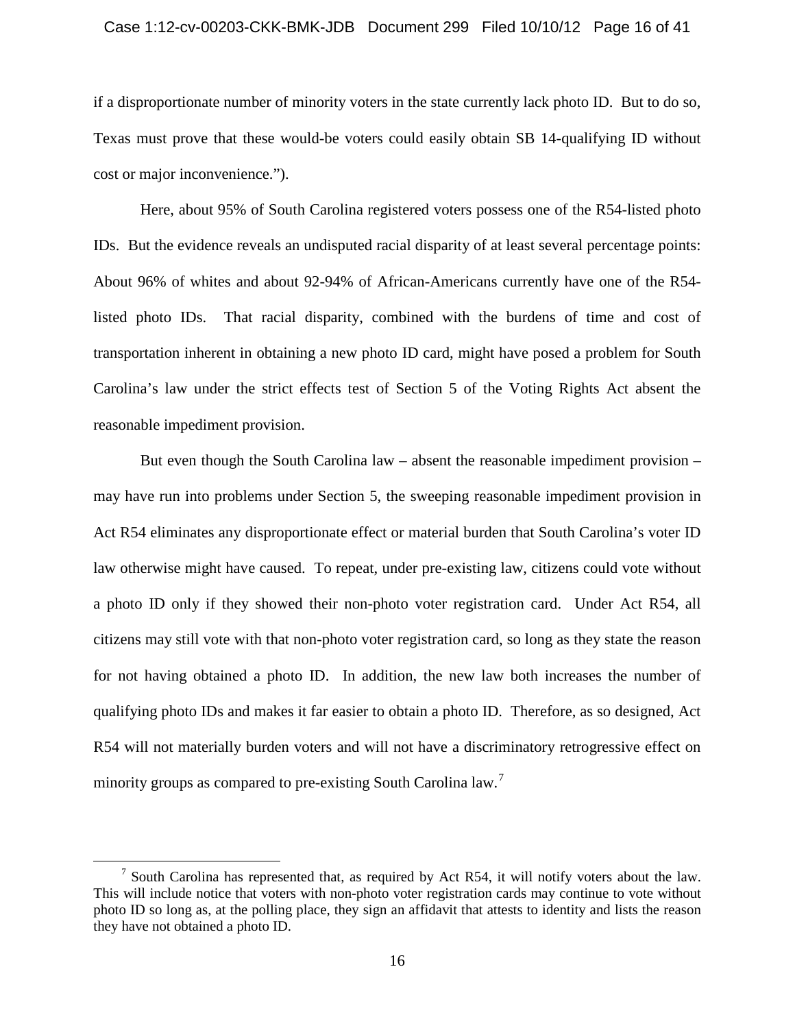if a disproportionate number of minority voters in the state currently lack photo ID. But to do so, Texas must prove that these would-be voters could easily obtain SB 14-qualifying ID without cost or major inconvenience.").

Here, about 95% of South Carolina registered voters possess one of the R54-listed photo IDs. But the evidence reveals an undisputed racial disparity of at least several percentage points: About 96% of whites and about 92-94% of African-Americans currently have one of the R54-listed photo IDs. That racial disparity, combined with the burdens of time and cost of transportation inherent in obtaining a new photo ID card, might have posed a problem for South Carolina's law under the strict effects test of Section 5 of the Voting Rights Act absent the reasonable impediment provision.

But even though the South Carolina law – absent the reasonable impediment provision – may have run into problems under Section 5, the sweeping reasonable impediment provision in Act R54 eliminates any disproportionate effect or material burden that South Carolina's voter ID law otherwise might have caused. To repeat, under pre-existing law, citizens could vote without a photo ID only if they showed their non-photo voter registration card. Under Act R54, all citizens may still vote with that non-photo voter registration card, so long as they state the reason for not having obtained a photo ID. In addition, the new law both increases the number of qualifying photo IDs and makes it far easier to obtain a photo ID. Therefore, as so designed, Act R54 will not materially burden voters and will not have a discriminatory retrogressive effect on minority groups as compared to pre-existing South Carolina law.[7]

[7] South Carolina has represented that, as required by Act R54, it will notify voters about the law. This will include notice that voters with non-photo voter registration cards may continue to vote without photo ID so long as, at the polling place, they sign an affidavit that attests to identity and lists the reason they have not obtained a photo ID.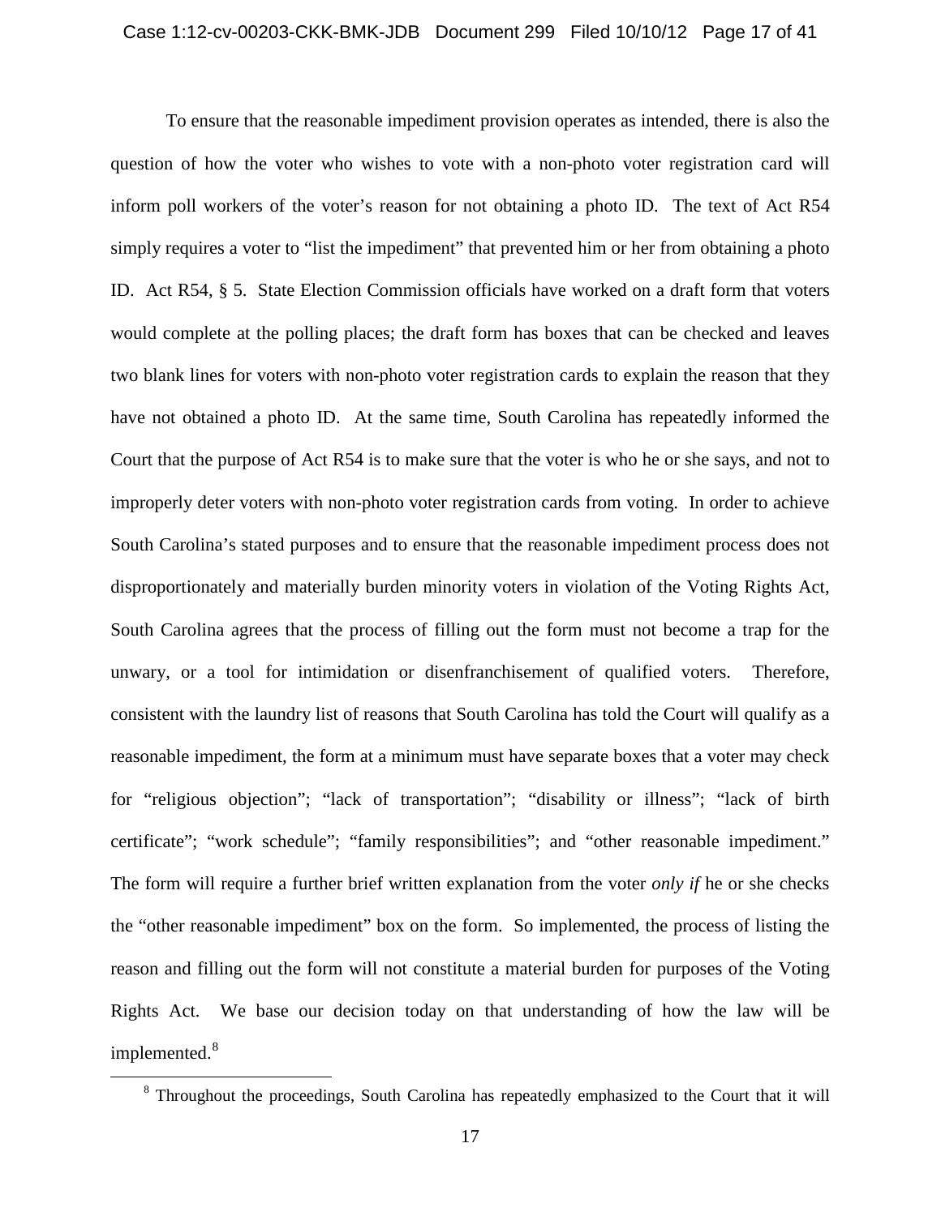To ensure that the reasonable impediment provision operates as intended, there is also the question of how the voter who wishes to vote with a non-photo voter registration card will inform poll workers of the voter's reason for not obtaining a photo ID. The text of Act R54 simply requires a voter to "list the impediment" that prevented him or her from obtaining a photo ID. Act R54, § 5. State Election Commission officials have worked on a draft form that voters would complete at the polling places; the draft form has boxes that can be checked and leaves two blank lines for voters with non-photo voter registration cards to explain the reason that they have not obtained a photo ID. At the same time, South Carolina has repeatedly informed the Court that the purpose of Act R54 is to make sure that the voter is who he or she says, and not to improperly deter voters with non-photo voter registration cards from voting. In order to achieve South Carolina's stated purposes and to ensure that the reasonable impediment process does not disproportionately and materially burden minority voters in violation of the Voting Rights Act, South Carolina agrees that the process of filling out the form must not become a trap for the unwary, or a tool for intimidation or disenfranchisement of qualified voters. Therefore, consistent with the laundry list of reasons that South Carolina has told the Court will qualify as a reasonable impediment, the form at a minimum must have separate boxes that a voter may check for "religious objection"; "lack of transportation"; "disability or illness"; "lack of birth certificate"; "work schedule"; "family responsibilities"; and "other reasonable impediment." The form will require a further brief written explanation from the voter *only if* he or she checks the "other reasonable impediment" box on the form. So implemented, the process of listing the reason and filling out the form will not constitute a material burden for purposes of the Voting Rights Act. We base our decision today on that understanding of how the law will be implemented.[8]

[8] Throughout the proceedings, South Carolina has repeatedly emphasized to the Court that it will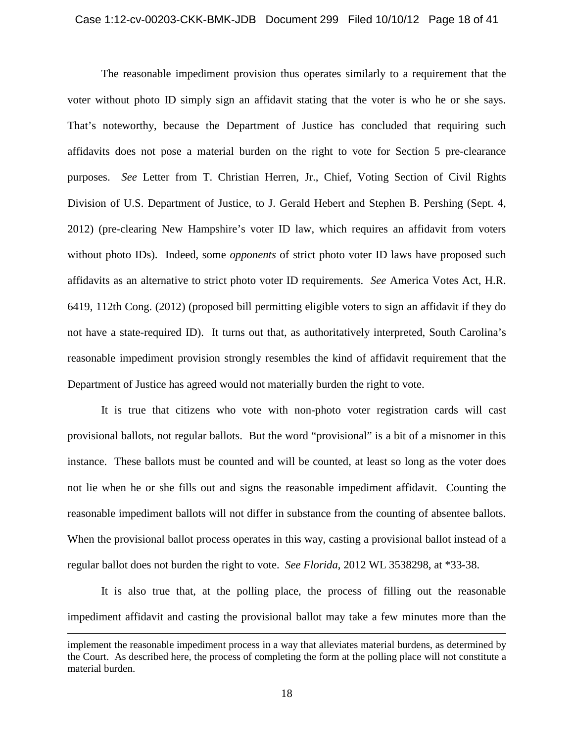The reasonable impediment provision thus operates similarly to a requirement that the voter without photo ID simply sign an affidavit stating that the voter is who he or she says. That's noteworthy, because the Department of Justice has concluded that requiring such affidavits does not pose a material burden on the right to vote for Section 5 pre-clearance purposes. *See* Letter from T. Christian Herren, Jr., Chief, Voting Section of Civil Rights Division of U.S. Department of Justice, to J. Gerald Hebert and Stephen B. Pershing (Sept. 4, 2012) (pre-clearing New Hampshire's voter ID law, which requires an affidavit from voters without photo IDs). Indeed, some *opponents* of strict photo voter ID laws have proposed such affidavits as an alternative to strict photo voter ID requirements. *See* America Votes Act, H.R. 6419, 112th Cong. (2012) (proposed bill permitting eligible voters to sign an affidavit if they do not have a state-required ID). It turns out that, as authoritatively interpreted, South Carolina's reasonable impediment provision strongly resembles the kind of affidavit requirement that the Department of Justice has agreed would not materially burden the right to vote.

It is true that citizens who vote with non-photo voter registration cards will cast provisional ballots, not regular ballots. But the word "provisional" is a bit of a misnomer in this instance. These ballots must be counted and will be counted, at least so long as the voter does not lie when he or she fills out and signs the reasonable impediment affidavit. Counting the reasonable impediment ballots will not differ in substance from the counting of absentee ballots. When the provisional ballot process operates in this way, casting a provisional ballot instead of a regular ballot does not burden the right to vote. *See Florida*, 2012 WL 3538298, at *33-38.

It is also true that, at the polling place, the process of filling out the reasonable impediment affidavit and casting the provisional ballot may take a few minutes more than the

---

implement the reasonable impediment process in a way that alleviates material burdens, as determined by the Court. As described here, the process of completing the form at the polling place will not constitute a material burden.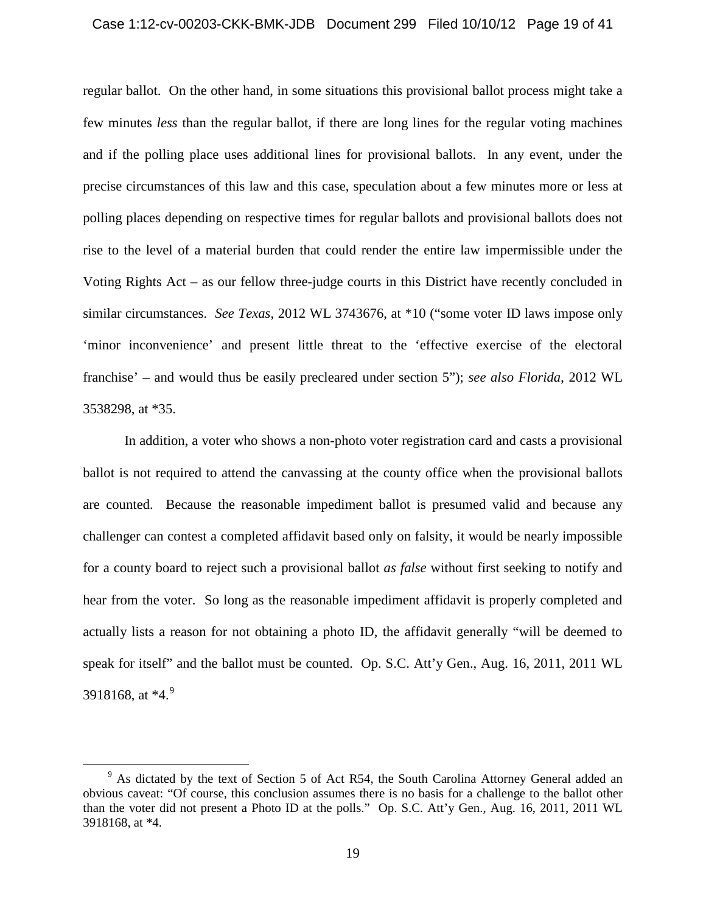regular ballot. On the other hand, in some situations this provisional ballot process might take a few minutes *less* than the regular ballot, if there are long lines for the regular voting machines and if the polling place uses additional lines for provisional ballots. In any event, under the precise circumstances of this law and this case, speculation about a few minutes more or less at polling places depending on respective times for regular ballots and provisional ballots does not rise to the level of a material burden that could render the entire law impermissible under the Voting Rights Act – as our fellow three-judge courts in this District have recently concluded in similar circumstances. *See Texas*, 2012 WL 3743676, at *10 ("some voter ID laws impose only 'minor inconvenience' and present little threat to the 'effective exercise of the electoral franchise' – and would thus be easily precleared under section 5"); *see also Florida*, 2012 WL 3538298, at *35.

In addition, a voter who shows a non-photo voter registration card and casts a provisional ballot is not required to attend the canvassing at the county office when the provisional ballots are counted. Because the reasonable impediment ballot is presumed valid and because any challenger can contest a completed affidavit based only on falsity, it would be nearly impossible for a county board to reject such a provisional ballot *as false* without first seeking to notify and hear from the voter. So long as the reasonable impediment affidavit is properly completed and actually lists a reason for not obtaining a photo ID, the affidavit generally "will be deemed to speak for itself" and the ballot must be counted. Op. S.C. Att'y Gen., Aug. 16, 2011, 2011 WL 3918168, at *4.[9]

[9] As dictated by the text of Section 5 of Act R54, the South Carolina Attorney General added an obvious caveat: "Of course, this conclusion assumes there is no basis for a challenge to the ballot other than the voter did not present a Photo ID at the polls." Op. S.C. Att'y Gen., Aug. 16, 2011, 2011 WL 3918168, at *4.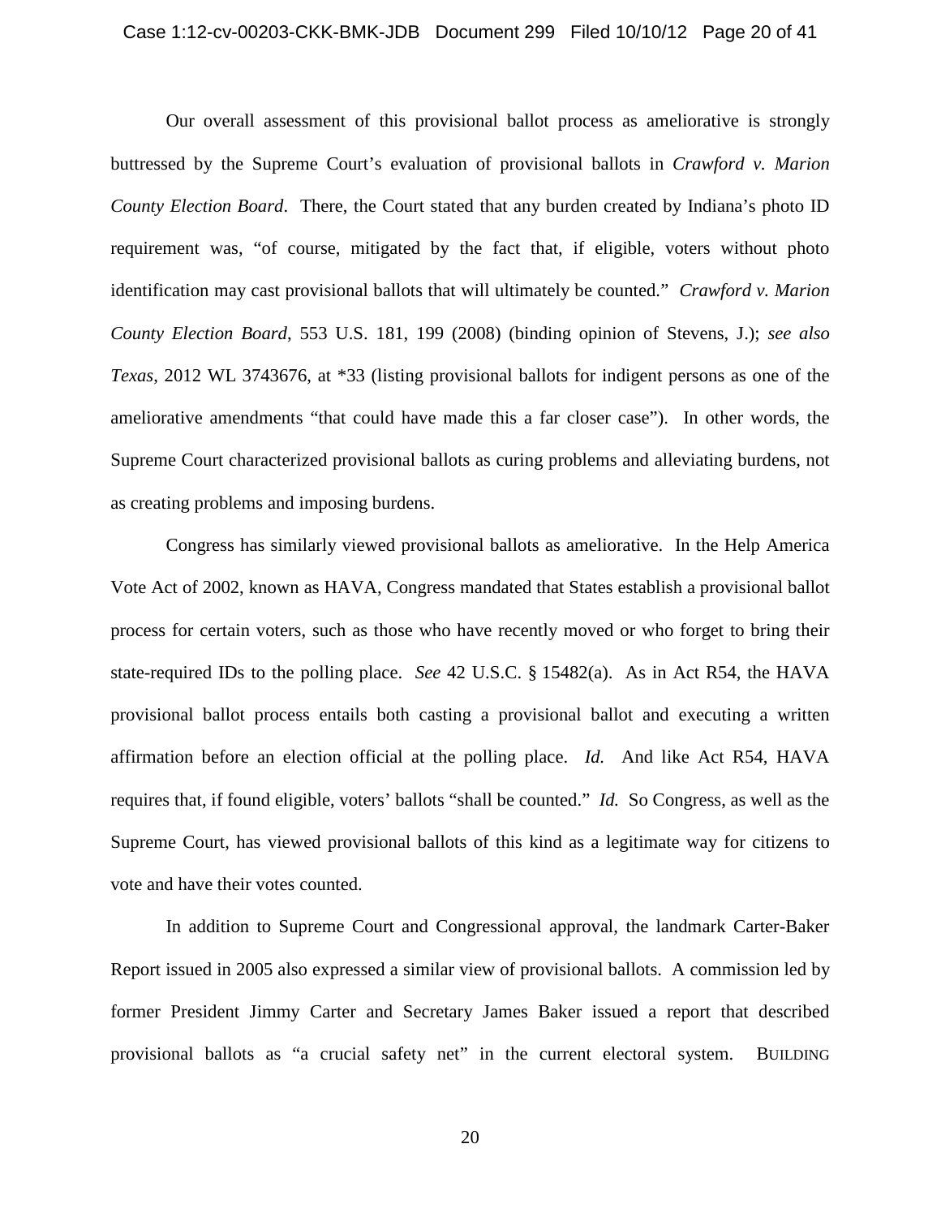Our overall assessment of this provisional ballot process as ameliorative is strongly buttressed by the Supreme Court's evaluation of provisional ballots in *Crawford v. Marion County Election Board*. There, the Court stated that any burden created by Indiana's photo ID requirement was, "of course, mitigated by the fact that, if eligible, voters without photo identification may cast provisional ballots that will ultimately be counted." *Crawford v. Marion County Election Board*, 553 U.S. 181, 199 (2008) (binding opinion of Stevens, J.); *see also Texas*, 2012 WL 3743676, at *33 (listing provisional ballots for indigent persons as one of the ameliorative amendments "that could have made this a far closer case"). In other words, the Supreme Court characterized provisional ballots as curing problems and alleviating burdens, not as creating problems and imposing burdens.

Congress has similarly viewed provisional ballots as ameliorative. In the Help America Vote Act of 2002, known as HAVA, Congress mandated that States establish a provisional ballot process for certain voters, such as those who have recently moved or who forget to bring their state-required IDs to the polling place. *See* 42 U.S.C. § 15482(a). As in Act R54, the HAVA provisional ballot process entails both casting a provisional ballot and executing a written affirmation before an election official at the polling place. *Id.* And like Act R54, HAVA requires that, if found eligible, voters' ballots "shall be counted." *Id.* So Congress, as well as the Supreme Court, has viewed provisional ballots of this kind as a legitimate way for citizens to vote and have their votes counted.

In addition to Supreme Court and Congressional approval, the landmark Carter-Baker Report issued in 2005 also expressed a similar view of provisional ballots. A commission led by former President Jimmy Carter and Secretary James Baker issued a report that described provisional ballots as "a crucial safety net" in the current electoral system. BUILDING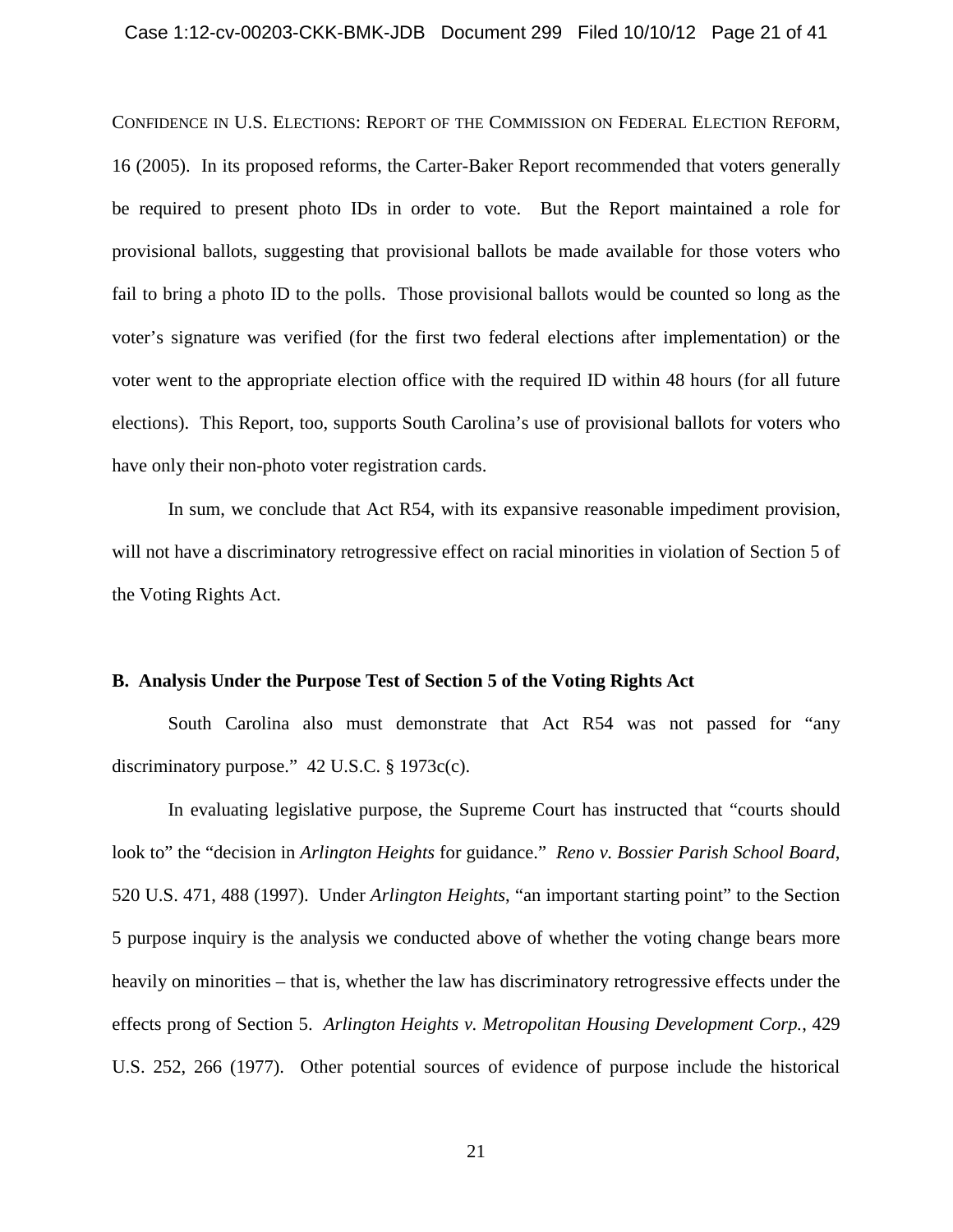CONFIDENCE IN U.S. ELECTIONS: REPORT OF THE COMMISSION ON FEDERAL ELECTION REFORM, 16 (2005). In its proposed reforms, the Carter-Baker Report recommended that voters generally be required to present photo IDs in order to vote. But the Report maintained a role for provisional ballots, suggesting that provisional ballots be made available for those voters who fail to bring a photo ID to the polls. Those provisional ballots would be counted so long as the voter's signature was verified (for the first two federal elections after implementation) or the voter went to the appropriate election office with the required ID within 48 hours (for all future elections). This Report, too, supports South Carolina's use of provisional ballots for voters who have only their non-photo voter registration cards.

In sum, we conclude that Act R54, with its expansive reasonable impediment provision, will not have a discriminatory retrogressive effect on racial minorities in violation of Section 5 of the Voting Rights Act.

### B. Analysis Under the Purpose Test of Section 5 of the Voting Rights Act

South Carolina also must demonstrate that Act R54 was not passed for "any discriminatory purpose." 42 U.S.C. § 1973c(c).

In evaluating legislative purpose, the Supreme Court has instructed that "courts should look to" the "decision in *Arlington Heights* for guidance." *Reno v. Bossier Parish School Board*, 520 U.S. 471, 488 (1997). Under *Arlington Heights*, "an important starting point" to the Section 5 purpose inquiry is the analysis we conducted above of whether the voting change bears more heavily on minorities – that is, whether the law has discriminatory retrogressive effects under the effects prong of Section 5. *Arlington Heights v. Metropolitan Housing Development Corp.*, 429 U.S. 252, 266 (1977). Other potential sources of evidence of purpose include the historical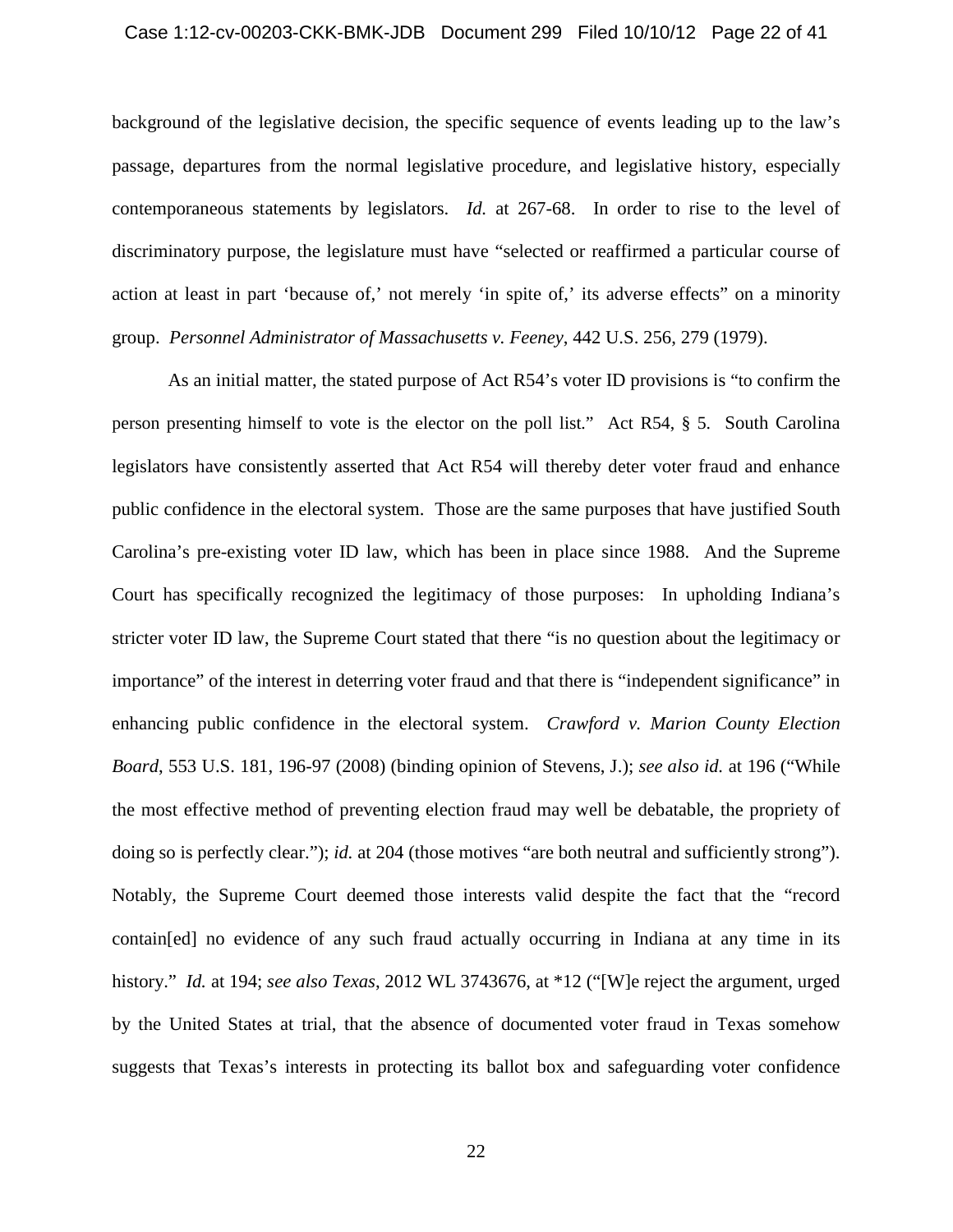background of the legislative decision, the specific sequence of events leading up to the law's passage, departures from the normal legislative procedure, and legislative history, especially contemporaneous statements by legislators. *Id.* at 267-68. In order to rise to the level of discriminatory purpose, the legislature must have "selected or reaffirmed a particular course of action at least in part 'because of,' not merely 'in spite of,' its adverse effects" on a minority group. *Personnel Administrator of Massachusetts v. Feeney*, 442 U.S. 256, 279 (1979).

As an initial matter, the stated purpose of Act R54's voter ID provisions is "to confirm the person presenting himself to vote is the elector on the poll list." Act R54, § 5. South Carolina legislators have consistently asserted that Act R54 will thereby deter voter fraud and enhance public confidence in the electoral system. Those are the same purposes that have justified South Carolina's pre-existing voter ID law, which has been in place since 1988. And the Supreme Court has specifically recognized the legitimacy of those purposes: In upholding Indiana's stricter voter ID law, the Supreme Court stated that there "is no question about the legitimacy or importance" of the interest in deterring voter fraud and that there is "independent significance" in enhancing public confidence in the electoral system. *Crawford v. Marion County Election Board*, 553 U.S. 181, 196-97 (2008) (binding opinion of Stevens, J.); *see also id.* at 196 ("While the most effective method of preventing election fraud may well be debatable, the propriety of doing so is perfectly clear."); *id.* at 204 (those motives "are both neutral and sufficiently strong"). Notably, the Supreme Court deemed those interests valid despite the fact that the "record contain[ed] no evidence of any such fraud actually occurring in Indiana at any time in its history." *Id.* at 194; *see also Texas*, 2012 WL 3743676, at *12 ("[W]e reject the argument, urged by the United States at trial, that the absence of documented voter fraud in Texas somehow suggests that Texas's interests in protecting its ballot box and safeguarding voter confidence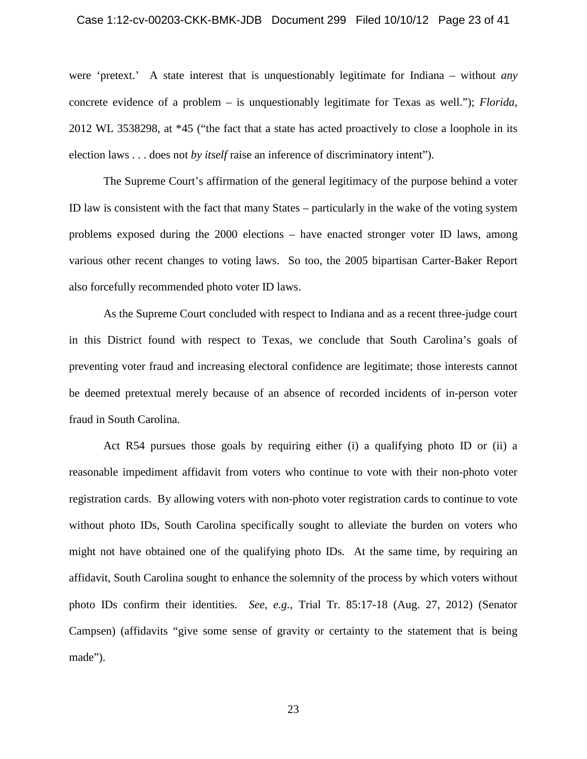were 'pretext.' A state interest that is unquestionably legitimate for Indiana – without *any* concrete evidence of a problem – is unquestionably legitimate for Texas as well."); *Florida*, 2012 WL 3538298, at *45 ("the fact that a state has acted proactively to close a loophole in its election laws . . . does not *by itself* raise an inference of discriminatory intent").

The Supreme Court's affirmation of the general legitimacy of the purpose behind a voter ID law is consistent with the fact that many States – particularly in the wake of the voting system problems exposed during the 2000 elections – have enacted stronger voter ID laws, among various other recent changes to voting laws. So too, the 2005 bipartisan Carter-Baker Report also forcefully recommended photo voter ID laws.

As the Supreme Court concluded with respect to Indiana and as a recent three-judge court in this District found with respect to Texas, we conclude that South Carolina's goals of preventing voter fraud and increasing electoral confidence are legitimate; those interests cannot be deemed pretextual merely because of an absence of recorded incidents of in-person voter fraud in South Carolina.

Act R54 pursues those goals by requiring either (i) a qualifying photo ID or (ii) a reasonable impediment affidavit from voters who continue to vote with their non-photo voter registration cards. By allowing voters with non-photo voter registration cards to continue to vote without photo IDs, South Carolina specifically sought to alleviate the burden on voters who might not have obtained one of the qualifying photo IDs. At the same time, by requiring an affidavit, South Carolina sought to enhance the solemnity of the process by which voters without photo IDs confirm their identities. *See*, *e.g.*, Trial Tr. 85:17-18 (Aug. 27, 2012) (Senator Campsen) (affidavits "give some sense of gravity or certainty to the statement that is being made").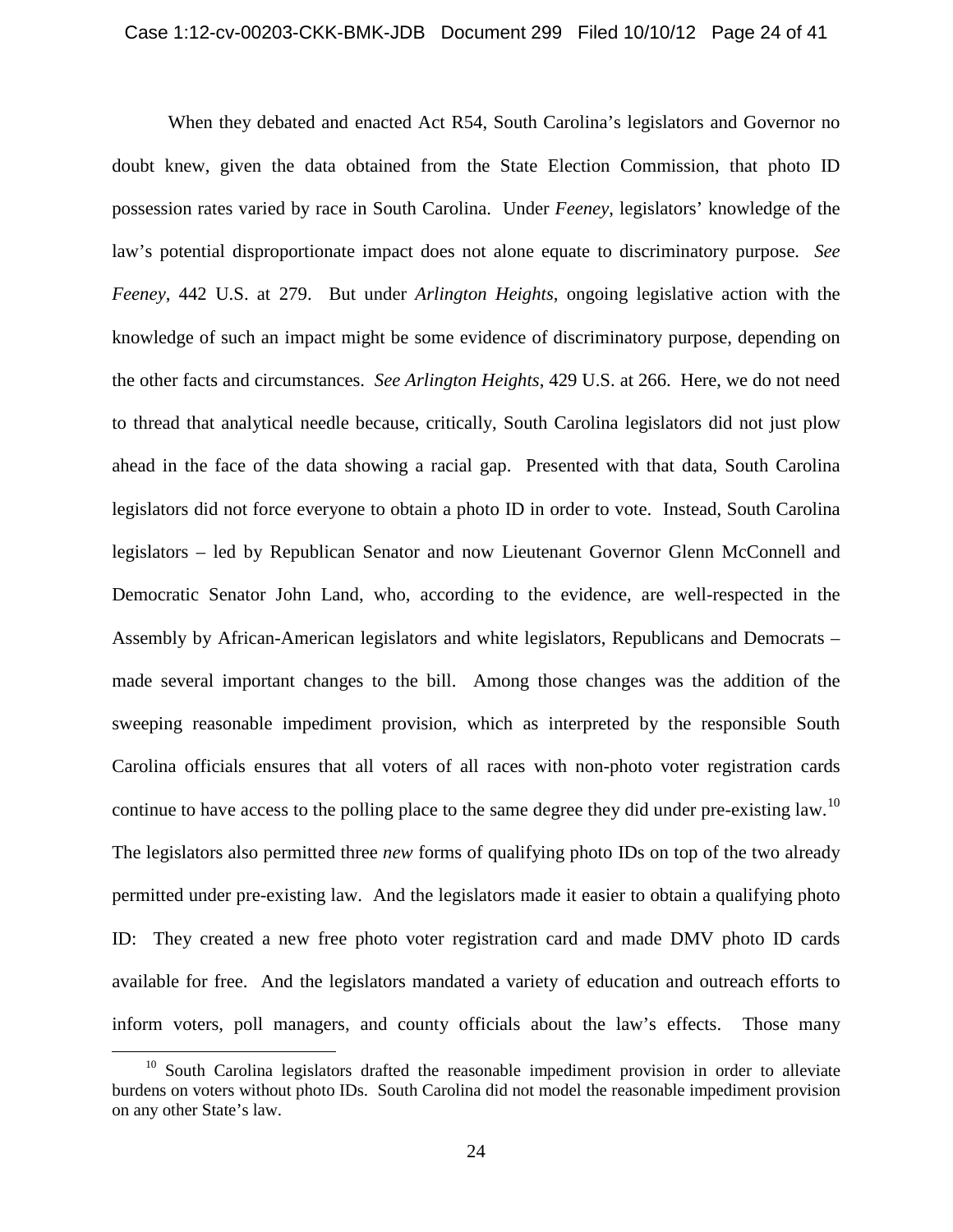When they debated and enacted Act R54, South Carolina's legislators and Governor no doubt knew, given the data obtained from the State Election Commission, that photo ID possession rates varied by race in South Carolina. Under *Feeney*, legislators' knowledge of the law's potential disproportionate impact does not alone equate to discriminatory purpose. *See Feeney*, 442 U.S. at 279. But under *Arlington Heights*, ongoing legislative action with the knowledge of such an impact might be some evidence of discriminatory purpose, depending on the other facts and circumstances. *See Arlington Heights*, 429 U.S. at 266. Here, we do not need to thread that analytical needle because, critically, South Carolina legislators did not just plow ahead in the face of the data showing a racial gap. Presented with that data, South Carolina legislators did not force everyone to obtain a photo ID in order to vote. Instead, South Carolina legislators – led by Republican Senator and now Lieutenant Governor Glenn McConnell and Democratic Senator John Land, who, according to the evidence, are well-respected in the Assembly by African-American legislators and white legislators, Republicans and Democrats – made several important changes to the bill. Among those changes was the addition of the sweeping reasonable impediment provision, which as interpreted by the responsible South Carolina officials ensures that all voters of all races with non-photo voter registration cards continue to have access to the polling place to the same degree they did under pre-existing law.[10] The legislators also permitted three *new* forms of qualifying photo IDs on top of the two already permitted under pre-existing law. And the legislators made it easier to obtain a qualifying photo ID: They created a new free photo voter registration card and made DMV photo ID cards available for free. And the legislators mandated a variety of education and outreach efforts to inform voters, poll managers, and county officials about the law's effects. Those many

[10] South Carolina legislators drafted the reasonable impediment provision in order to alleviate burdens on voters without photo IDs. South Carolina did not model the reasonable impediment provision on any other State's law.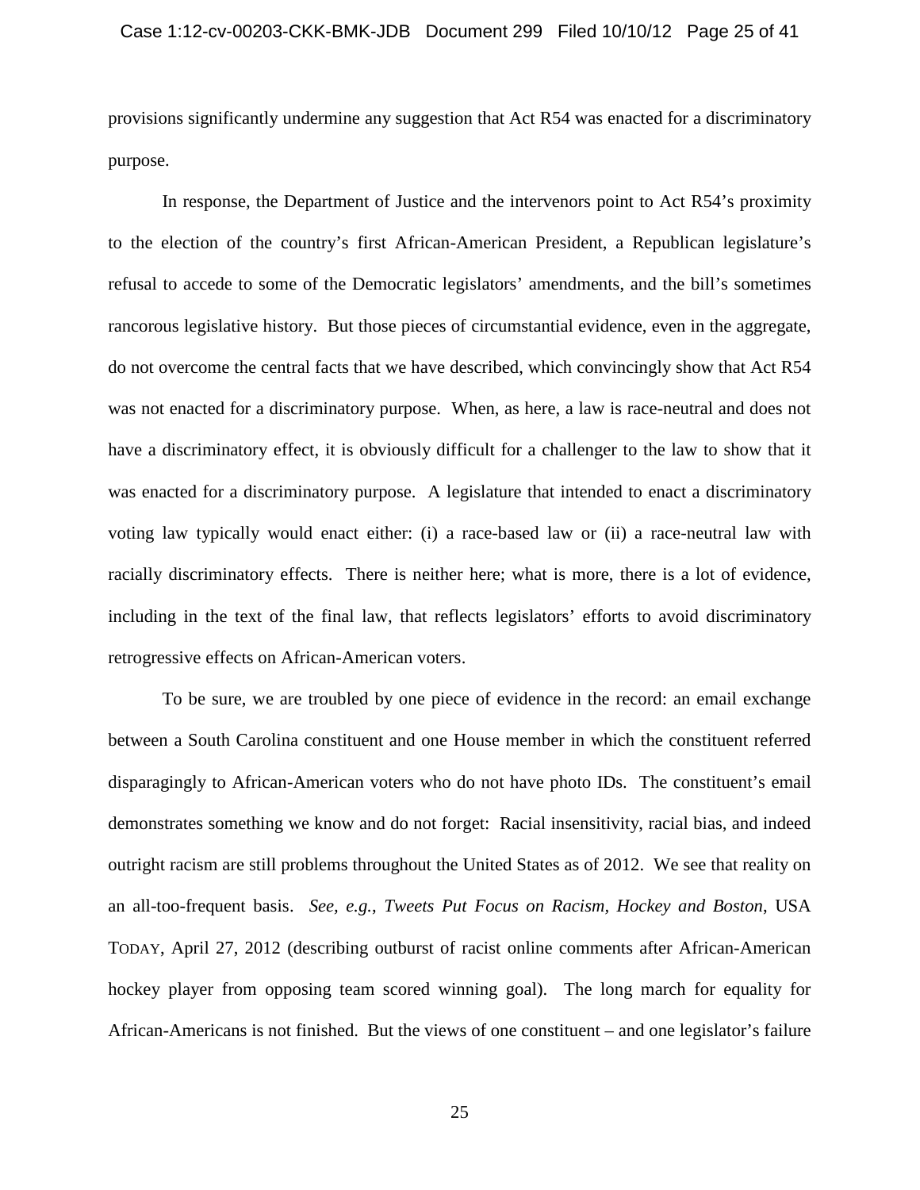provisions significantly undermine any suggestion that Act R54 was enacted for a discriminatory purpose.

In response, the Department of Justice and the intervenors point to Act R54's proximity to the election of the country's first African-American President, a Republican legislature's refusal to accede to some of the Democratic legislators' amendments, and the bill's sometimes rancorous legislative history. But those pieces of circumstantial evidence, even in the aggregate, do not overcome the central facts that we have described, which convincingly show that Act R54 was not enacted for a discriminatory purpose. When, as here, a law is race-neutral and does not have a discriminatory effect, it is obviously difficult for a challenger to the law to show that it was enacted for a discriminatory purpose. A legislature that intended to enact a discriminatory voting law typically would enact either: (i) a race-based law or (ii) a race-neutral law with racially discriminatory effects. There is neither here; what is more, there is a lot of evidence, including in the text of the final law, that reflects legislators' efforts to avoid discriminatory retrogressive effects on African-American voters.

To be sure, we are troubled by one piece of evidence in the record: an email exchange between a South Carolina constituent and one House member in which the constituent referred disparagingly to African-American voters who do not have photo IDs. The constituent's email demonstrates something we know and do not forget: Racial insensitivity, racial bias, and indeed outright racism are still problems throughout the United States as of 2012. We see that reality on an all-too-frequent basis. *See, e.g.*, *Tweets Put Focus on Racism, Hockey and Boston*, USA TODAY, April 27, 2012 (describing outburst of racist online comments after African-American hockey player from opposing team scored winning goal). The long march for equality for African-Americans is not finished. But the views of one constituent – and one legislator's failure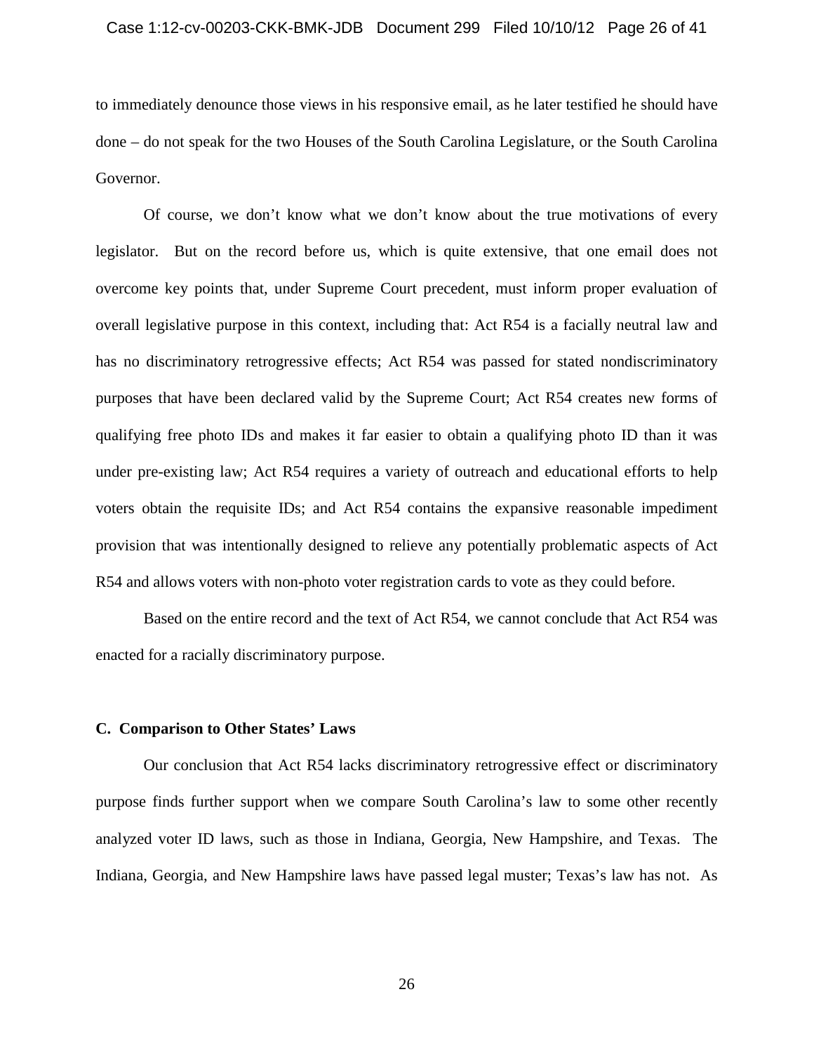to immediately denounce those views in his responsive email, as he later testified he should have done – do not speak for the two Houses of the South Carolina Legislature, or the South Carolina Governor.

Of course, we don't know what we don't know about the true motivations of every legislator. But on the record before us, which is quite extensive, that one email does not overcome key points that, under Supreme Court precedent, must inform proper evaluation of overall legislative purpose in this context, including that: Act R54 is a facially neutral law and has no discriminatory retrogressive effects; Act R54 was passed for stated nondiscriminatory purposes that have been declared valid by the Supreme Court; Act R54 creates new forms of qualifying free photo IDs and makes it far easier to obtain a qualifying photo ID than it was under pre-existing law; Act R54 requires a variety of outreach and educational efforts to help voters obtain the requisite IDs; and Act R54 contains the expansive reasonable impediment provision that was intentionally designed to relieve any potentially problematic aspects of Act R54 and allows voters with non-photo voter registration cards to vote as they could before.

Based on the entire record and the text of Act R54, we cannot conclude that Act R54 was enacted for a racially discriminatory purpose.

**C. Comparison to Other States' Laws**

Our conclusion that Act R54 lacks discriminatory retrogressive effect or discriminatory purpose finds further support when we compare South Carolina's law to some other recently analyzed voter ID laws, such as those in Indiana, Georgia, New Hampshire, and Texas. The Indiana, Georgia, and New Hampshire laws have passed legal muster; Texas's law has not. As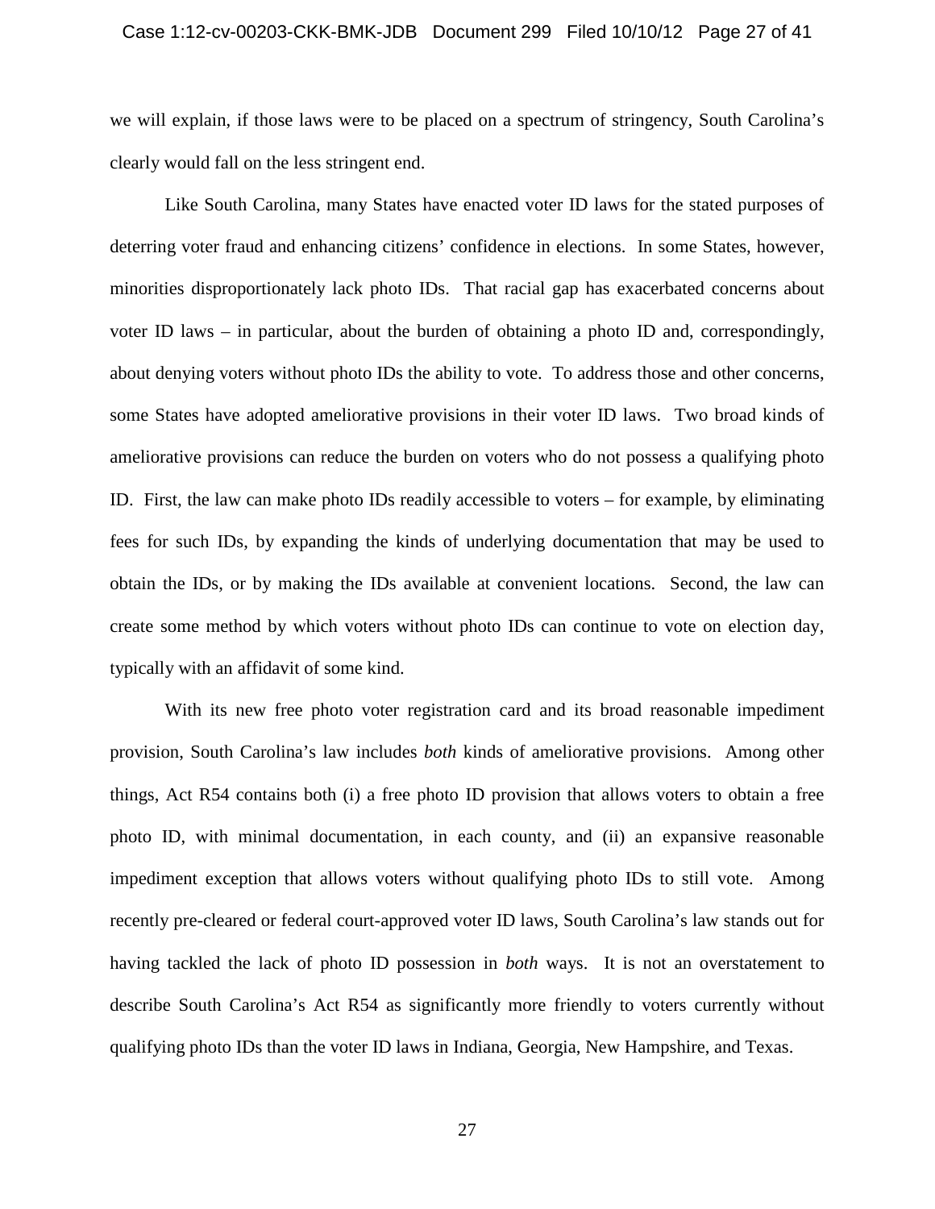we will explain, if those laws were to be placed on a spectrum of stringency, South Carolina's clearly would fall on the less stringent end.

Like South Carolina, many States have enacted voter ID laws for the stated purposes of deterring voter fraud and enhancing citizens' confidence in elections. In some States, however, minorities disproportionately lack photo IDs. That racial gap has exacerbated concerns about voter ID laws – in particular, about the burden of obtaining a photo ID and, correspondingly, about denying voters without photo IDs the ability to vote. To address those and other concerns, some States have adopted ameliorative provisions in their voter ID laws. Two broad kinds of ameliorative provisions can reduce the burden on voters who do not possess a qualifying photo ID. First, the law can make photo IDs readily accessible to voters – for example, by eliminating fees for such IDs, by expanding the kinds of underlying documentation that may be used to obtain the IDs, or by making the IDs available at convenient locations. Second, the law can create some method by which voters without photo IDs can continue to vote on election day, typically with an affidavit of some kind.

With its new free photo voter registration card and its broad reasonable impediment provision, South Carolina's law includes *both* kinds of ameliorative provisions. Among other things, Act R54 contains both (i) a free photo ID provision that allows voters to obtain a free photo ID, with minimal documentation, in each county, and (ii) an expansive reasonable impediment exception that allows voters without qualifying photo IDs to still vote. Among recently pre-cleared or federal court-approved voter ID laws, South Carolina's law stands out for having tackled the lack of photo ID possession in *both* ways. It is not an overstatement to describe South Carolina's Act R54 as significantly more friendly to voters currently without qualifying photo IDs than the voter ID laws in Indiana, Georgia, New Hampshire, and Texas.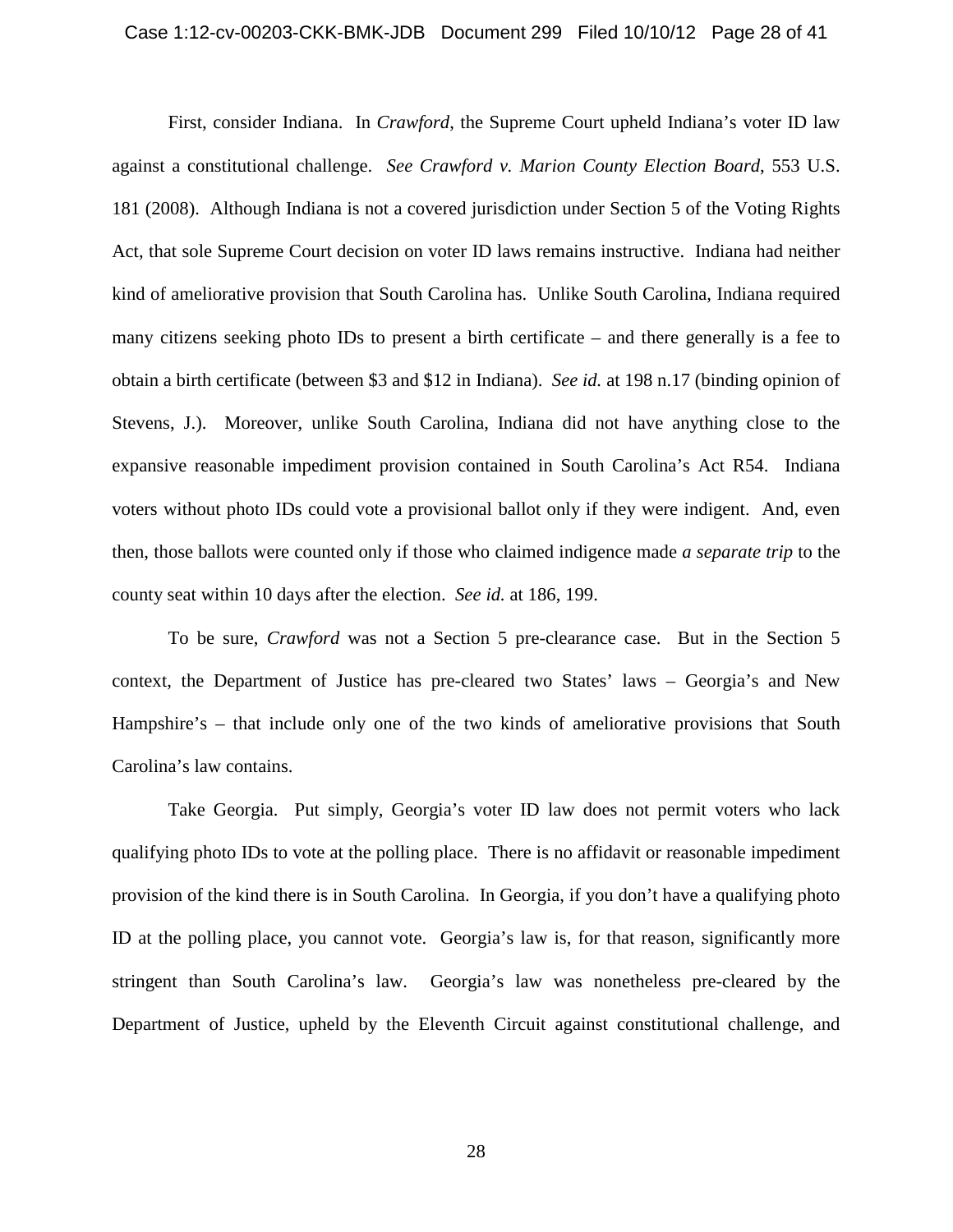First, consider Indiana. In *Crawford*, the Supreme Court upheld Indiana's voter ID law against a constitutional challenge. *See Crawford v. Marion County Election Board*, 553 U.S. 181 (2008). Although Indiana is not a covered jurisdiction under Section 5 of the Voting Rights Act, that sole Supreme Court decision on voter ID laws remains instructive. Indiana had neither kind of ameliorative provision that South Carolina has. Unlike South Carolina, Indiana required many citizens seeking photo IDs to present a birth certificate – and there generally is a fee to obtain a birth certificate (between $3 and $12 in Indiana). *See id.* at 198 n.17 (binding opinion of Stevens, J.). Moreover, unlike South Carolina, Indiana did not have anything close to the expansive reasonable impediment provision contained in South Carolina's Act R54. Indiana voters without photo IDs could vote a provisional ballot only if they were indigent. And, even then, those ballots were counted only if those who claimed indigence made *a separate trip* to the county seat within 10 days after the election. *See id.* at 186, 199.

To be sure, *Crawford* was not a Section 5 pre-clearance case. But in the Section 5 context, the Department of Justice has pre-cleared two States' laws – Georgia's and New Hampshire's – that include only one of the two kinds of ameliorative provisions that South Carolina's law contains.

Take Georgia. Put simply, Georgia's voter ID law does not permit voters who lack qualifying photo IDs to vote at the polling place. There is no affidavit or reasonable impediment provision of the kind there is in South Carolina. In Georgia, if you don't have a qualifying photo ID at the polling place, you cannot vote. Georgia's law is, for that reason, significantly more stringent than South Carolina's law. Georgia's law was nonetheless pre-cleared by the Department of Justice, upheld by the Eleventh Circuit against constitutional challenge, and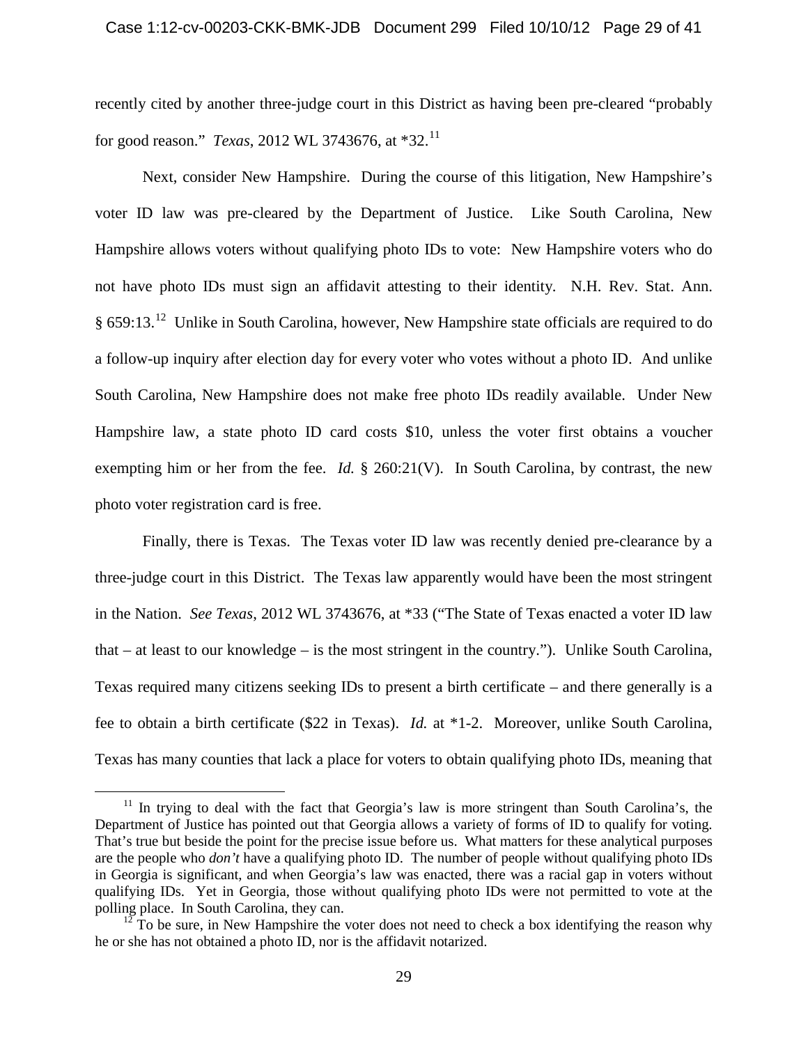recently cited by another three-judge court in this District as having been pre-cleared "probably for good reason." *Texas*, 2012 WL 3743676, at *32.[11]

Next, consider New Hampshire. During the course of this litigation, New Hampshire's voter ID law was pre-cleared by the Department of Justice. Like South Carolina, New Hampshire allows voters without qualifying photo IDs to vote: New Hampshire voters who do not have photo IDs must sign an affidavit attesting to their identity. N.H. Rev. Stat. Ann. § 659:13.[12] Unlike in South Carolina, however, New Hampshire state officials are required to do a follow-up inquiry after election day for every voter who votes without a photo ID. And unlike South Carolina, New Hampshire does not make free photo IDs readily available. Under New Hampshire law, a state photo ID card costs $10, unless the voter first obtains a voucher exempting him or her from the fee. *Id.* § 260:21(V). In South Carolina, by contrast, the new photo voter registration card is free.

Finally, there is Texas. The Texas voter ID law was recently denied pre-clearance by a three-judge court in this District. The Texas law apparently would have been the most stringent in the Nation. *See Texas*, 2012 WL 3743676, at *33 ("The State of Texas enacted a voter ID law that – at least to our knowledge – is the most stringent in the country."). Unlike South Carolina, Texas required many citizens seeking IDs to present a birth certificate – and there generally is a fee to obtain a birth certificate ($22 in Texas). *Id.* at *1-2. Moreover, unlike South Carolina, Texas has many counties that lack a place for voters to obtain qualifying photo IDs, meaning that

---

[11] In trying to deal with the fact that Georgia's law is more stringent than South Carolina's, the Department of Justice has pointed out that Georgia allows a variety of forms of ID to qualify for voting. That's true but beside the point for the precise issue before us. What matters for these analytical purposes are the people who *don't* have a qualifying photo ID. The number of people without qualifying photo IDs in Georgia is significant, and when Georgia's law was enacted, there was a racial gap in voters without qualifying IDs. Yet in Georgia, those without qualifying photo IDs were not permitted to vote at the polling place. In South Carolina, they can.

[12] To be sure, in New Hampshire the voter does not need to check a box identifying the reason why he or she has not obtained a photo ID, nor is the affidavit notarized.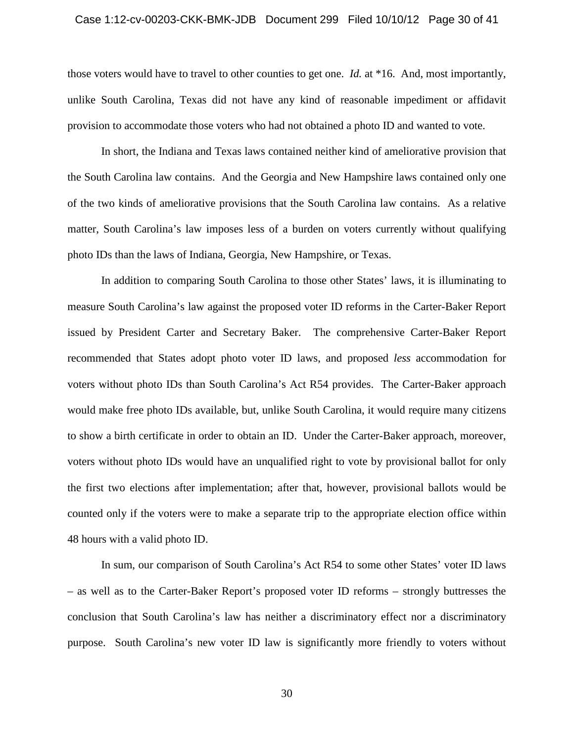those voters would have to travel to other counties to get one. *Id.* at *16. And, most importantly, unlike South Carolina, Texas did not have any kind of reasonable impediment or affidavit provision to accommodate those voters who had not obtained a photo ID and wanted to vote.

In short, the Indiana and Texas laws contained neither kind of ameliorative provision that the South Carolina law contains. And the Georgia and New Hampshire laws contained only one of the two kinds of ameliorative provisions that the South Carolina law contains. As a relative matter, South Carolina's law imposes less of a burden on voters currently without qualifying photo IDs than the laws of Indiana, Georgia, New Hampshire, or Texas.

In addition to comparing South Carolina to those other States' laws, it is illuminating to measure South Carolina's law against the proposed voter ID reforms in the Carter-Baker Report issued by President Carter and Secretary Baker. The comprehensive Carter-Baker Report recommended that States adopt photo voter ID laws, and proposed *less* accommodation for voters without photo IDs than South Carolina's Act R54 provides. The Carter-Baker approach would make free photo IDs available, but, unlike South Carolina, it would require many citizens to show a birth certificate in order to obtain an ID. Under the Carter-Baker approach, moreover, voters without photo IDs would have an unqualified right to vote by provisional ballot for only the first two elections after implementation; after that, however, provisional ballots would be counted only if the voters were to make a separate trip to the appropriate election office within 48 hours with a valid photo ID.

In sum, our comparison of South Carolina's Act R54 to some other States' voter ID laws – as well as to the Carter-Baker Report's proposed voter ID reforms – strongly buttresses the conclusion that South Carolina's law has neither a discriminatory effect nor a discriminatory purpose. South Carolina's new voter ID law is significantly more friendly to voters without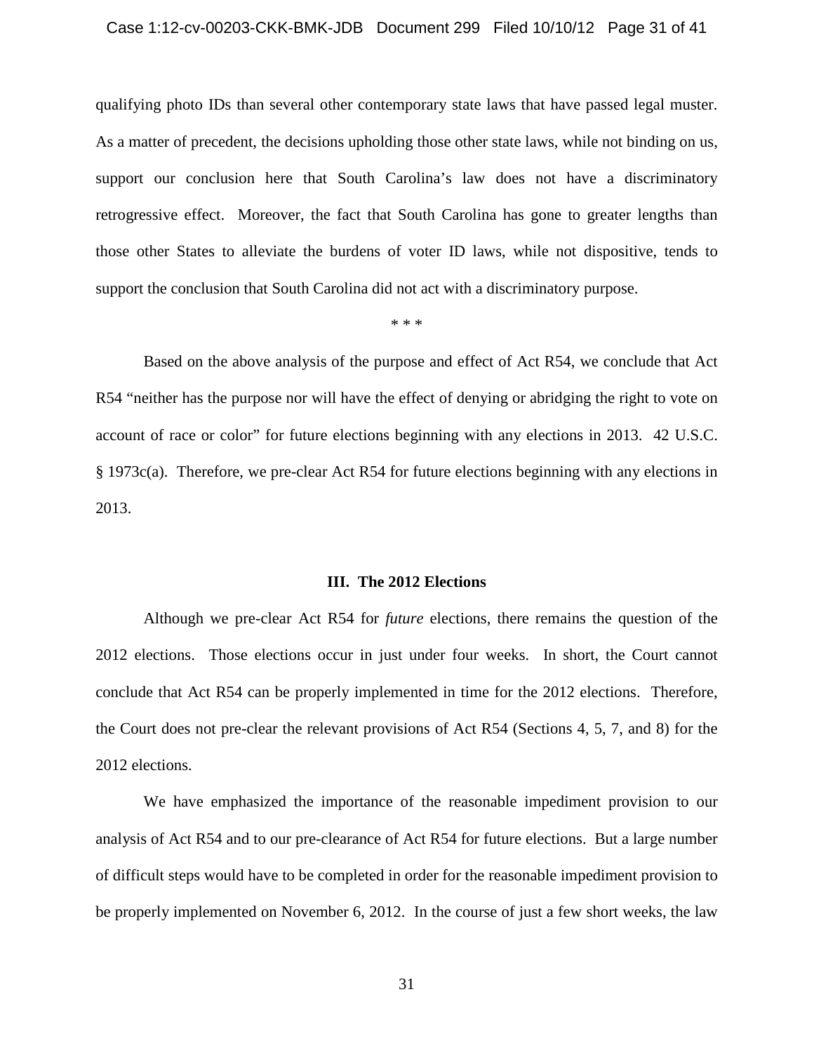qualifying photo IDs than several other contemporary state laws that have passed legal muster. As a matter of precedent, the decisions upholding those other state laws, while not binding on us, support our conclusion here that South Carolina's law does not have a discriminatory retrogressive effect. Moreover, the fact that South Carolina has gone to greater lengths than those other States to alleviate the burdens of voter ID laws, while not dispositive, tends to support the conclusion that South Carolina did not act with a discriminatory purpose.

\* \* \*

Based on the above analysis of the purpose and effect of Act R54, we conclude that Act R54 "neither has the purpose nor will have the effect of denying or abridging the right to vote on account of race or color" for future elections beginning with any elections in 2013. 42 U.S.C. § 1973c(a). Therefore, we pre-clear Act R54 for future elections beginning with any elections in 2013.

## III. The 2012 Elections

Although we pre-clear Act R54 for *future* elections, there remains the question of the 2012 elections. Those elections occur in just under four weeks. In short, the Court cannot conclude that Act R54 can be properly implemented in time for the 2012 elections. Therefore, the Court does not pre-clear the relevant provisions of Act R54 (Sections 4, 5, 7, and 8) for the 2012 elections.

We have emphasized the importance of the reasonable impediment provision to our analysis of Act R54 and to our pre-clearance of Act R54 for future elections. But a large number of difficult steps would have to be completed in order for the reasonable impediment provision to be properly implemented on November 6, 2012. In the course of just a few short weeks, the law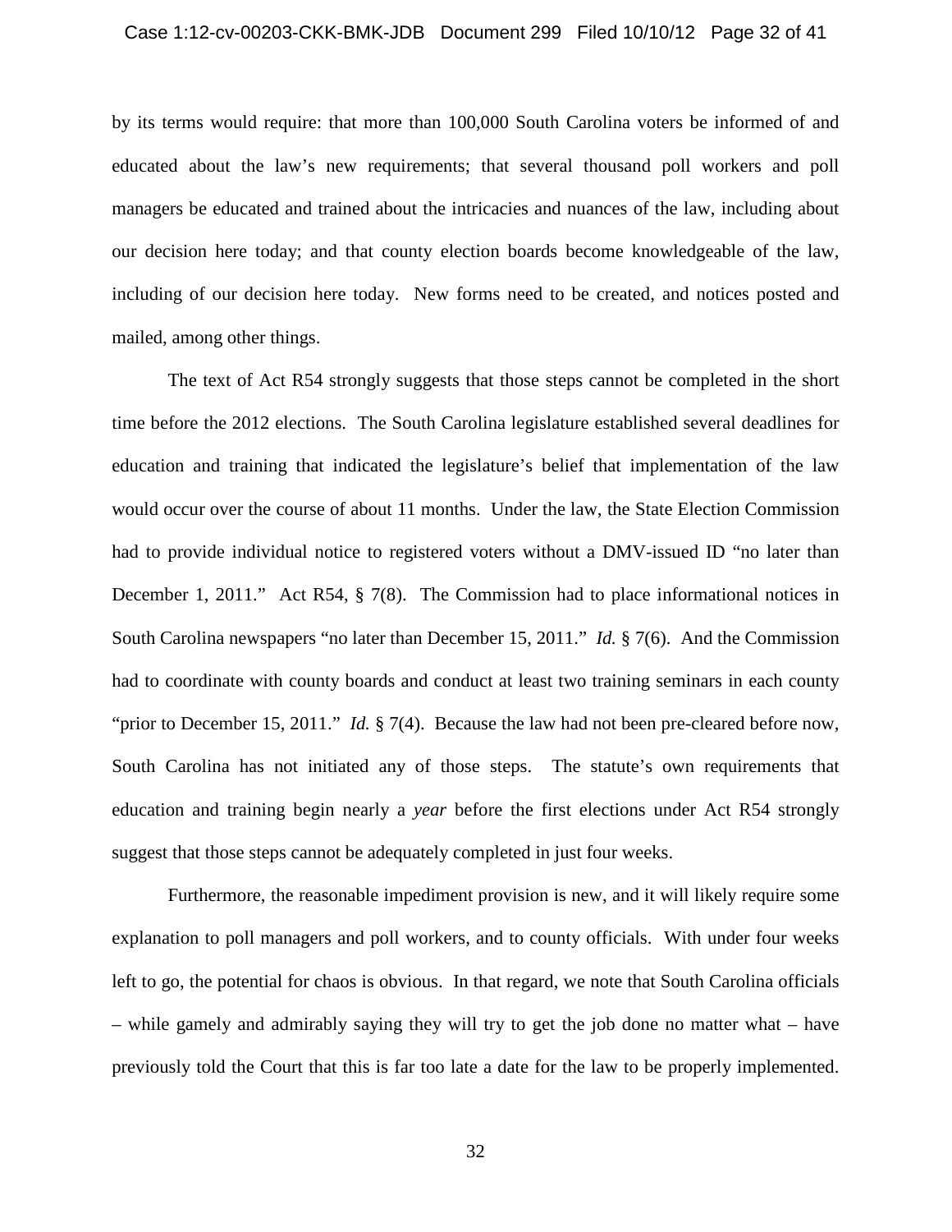by its terms would require: that more than 100,000 South Carolina voters be informed of and educated about the law's new requirements; that several thousand poll workers and poll managers be educated and trained about the intricacies and nuances of the law, including about our decision here today; and that county election boards become knowledgeable of the law, including of our decision here today. New forms need to be created, and notices posted and mailed, among other things.

The text of Act R54 strongly suggests that those steps cannot be completed in the short time before the 2012 elections. The South Carolina legislature established several deadlines for education and training that indicated the legislature's belief that implementation of the law would occur over the course of about 11 months. Under the law, the State Election Commission had to provide individual notice to registered voters without a DMV-issued ID "no later than December 1, 2011." Act R54, § 7(8). The Commission had to place informational notices in South Carolina newspapers "no later than December 15, 2011." *Id.* § 7(6). And the Commission had to coordinate with county boards and conduct at least two training seminars in each county "prior to December 15, 2011." *Id.* § 7(4). Because the law had not been pre-cleared before now, South Carolina has not initiated any of those steps. The statute's own requirements that education and training begin nearly a *year* before the first elections under Act R54 strongly suggest that those steps cannot be adequately completed in just four weeks.

Furthermore, the reasonable impediment provision is new, and it will likely require some explanation to poll managers and poll workers, and to county officials. With under four weeks left to go, the potential for chaos is obvious. In that regard, we note that South Carolina officials – while gamely and admirably saying they will try to get the job done no matter what – have previously told the Court that this is far too late a date for the law to be properly implemented.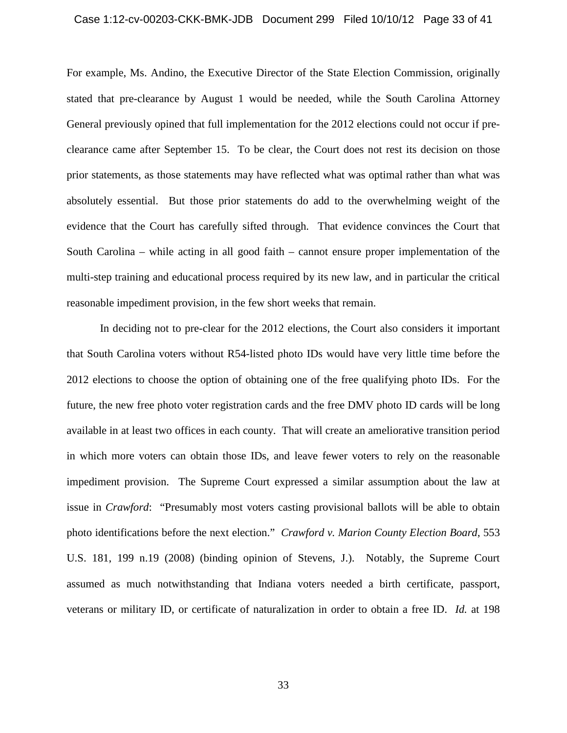For example, Ms. Andino, the Executive Director of the State Election Commission, originally stated that pre-clearance by August 1 would be needed, while the South Carolina Attorney General previously opined that full implementation for the 2012 elections could not occur if pre-clearance came after September 15. To be clear, the Court does not rest its decision on those prior statements, as those statements may have reflected what was optimal rather than what was absolutely essential. But those prior statements do add to the overwhelming weight of the evidence that the Court has carefully sifted through. That evidence convinces the Court that South Carolina – while acting in all good faith – cannot ensure proper implementation of the multi-step training and educational process required by its new law, and in particular the critical reasonable impediment provision, in the few short weeks that remain.

In deciding not to pre-clear for the 2012 elections, the Court also considers it important that South Carolina voters without R54-listed photo IDs would have very little time before the 2012 elections to choose the option of obtaining one of the free qualifying photo IDs. For the future, the new free photo voter registration cards and the free DMV photo ID cards will be long available in at least two offices in each county. That will create an ameliorative transition period in which more voters can obtain those IDs, and leave fewer voters to rely on the reasonable impediment provision. The Supreme Court expressed a similar assumption about the law at issue in *Crawford*: "Presumably most voters casting provisional ballots will be able to obtain photo identifications before the next election." *Crawford v. Marion County Election Board*, 553 U.S. 181, 199 n.19 (2008) (binding opinion of Stevens, J.). Notably, the Supreme Court assumed as much notwithstanding that Indiana voters needed a birth certificate, passport, veterans or military ID, or certificate of naturalization in order to obtain a free ID. *Id.* at 198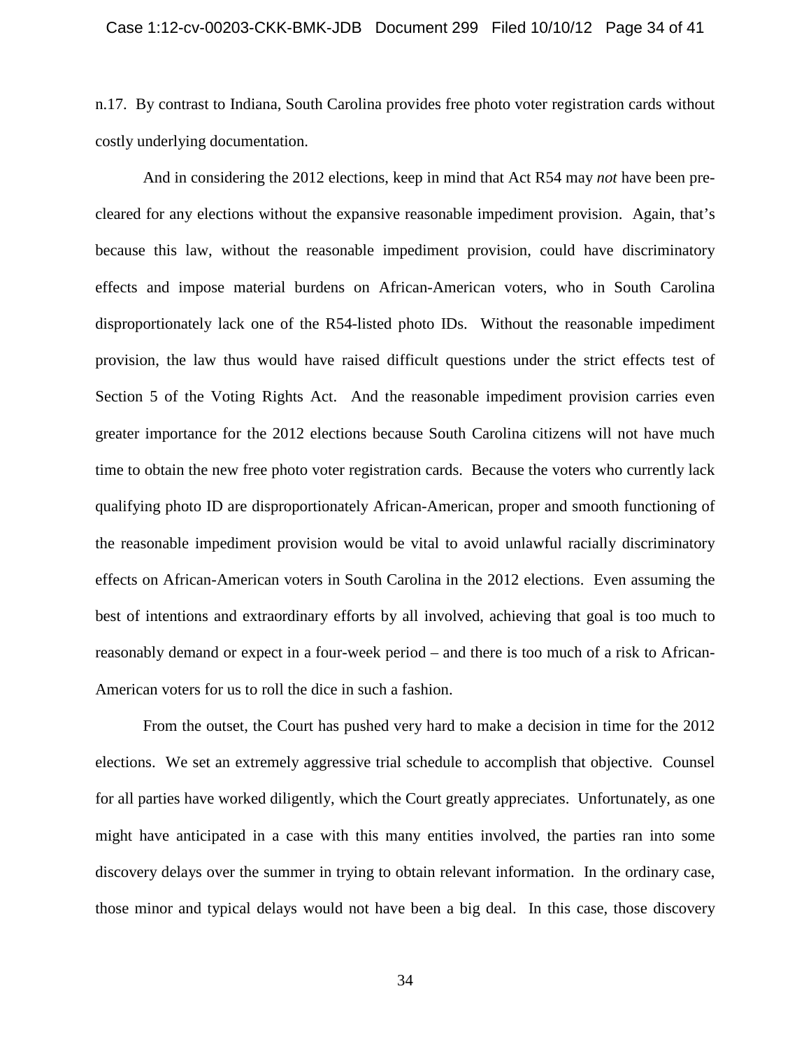n.17. By contrast to Indiana, South Carolina provides free photo voter registration cards without costly underlying documentation.

And in considering the 2012 elections, keep in mind that Act R54 may *not* have been pre-cleared for any elections without the expansive reasonable impediment provision. Again, that's because this law, without the reasonable impediment provision, could have discriminatory effects and impose material burdens on African-American voters, who in South Carolina disproportionately lack one of the R54-listed photo IDs. Without the reasonable impediment provision, the law thus would have raised difficult questions under the strict effects test of Section 5 of the Voting Rights Act. And the reasonable impediment provision carries even greater importance for the 2012 elections because South Carolina citizens will not have much time to obtain the new free photo voter registration cards. Because the voters who currently lack qualifying photo ID are disproportionately African-American, proper and smooth functioning of the reasonable impediment provision would be vital to avoid unlawful racially discriminatory effects on African-American voters in South Carolina in the 2012 elections. Even assuming the best of intentions and extraordinary efforts by all involved, achieving that goal is too much to reasonably demand or expect in a four-week period – and there is too much of a risk to African-American voters for us to roll the dice in such a fashion.

From the outset, the Court has pushed very hard to make a decision in time for the 2012 elections. We set an extremely aggressive trial schedule to accomplish that objective. Counsel for all parties have worked diligently, which the Court greatly appreciates. Unfortunately, as one might have anticipated in a case with this many entities involved, the parties ran into some discovery delays over the summer in trying to obtain relevant information. In the ordinary case, those minor and typical delays would not have been a big deal. In this case, those discovery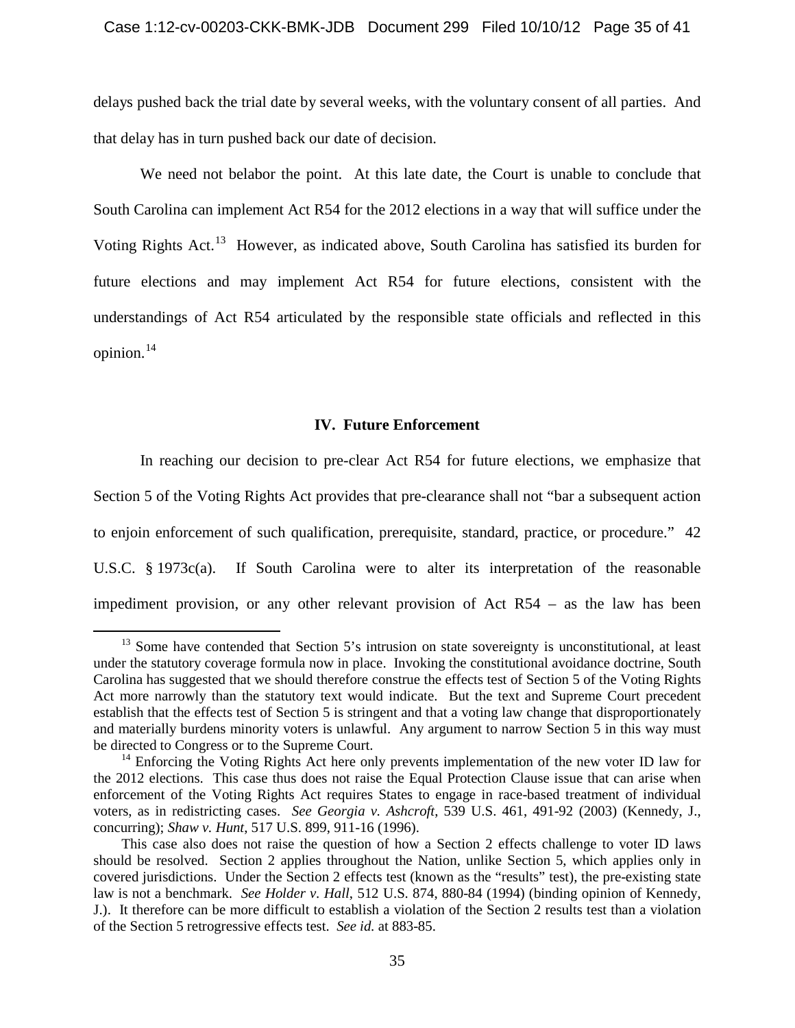delays pushed back the trial date by several weeks, with the voluntary consent of all parties. And that delay has in turn pushed back our date of decision.

We need not belabor the point. At this late date, the Court is unable to conclude that South Carolina can implement Act R54 for the 2012 elections in a way that will suffice under the Voting Rights Act.[13] However, as indicated above, South Carolina has satisfied its burden for future elections and may implement Act R54 for future elections, consistent with the understandings of Act R54 articulated by the responsible state officials and reflected in this opinion.[14]

### IV. Future Enforcement

In reaching our decision to pre-clear Act R54 for future elections, we emphasize that Section 5 of the Voting Rights Act provides that pre-clearance shall not "bar a subsequent action to enjoin enforcement of such qualification, prerequisite, standard, practice, or procedure." 42 U.S.C. § 1973c(a). If South Carolina were to alter its interpretation of the reasonable impediment provision, or any other relevant provision of Act R54 – as the law has been

---

[13] Some have contended that Section 5's intrusion on state sovereignty is unconstitutional, at least under the statutory coverage formula now in place. Invoking the constitutional avoidance doctrine, South Carolina has suggested that we should therefore construe the effects test of Section 5 of the Voting Rights Act more narrowly than the statutory text would indicate. But the text and Supreme Court precedent establish that the effects test of Section 5 is stringent and that a voting law change that disproportionately and materially burdens minority voters is unlawful. Any argument to narrow Section 5 in this way must be directed to Congress or to the Supreme Court.

[14] Enforcing the Voting Rights Act here only prevents implementation of the new voter ID law for the 2012 elections. This case thus does not raise the Equal Protection Clause issue that can arise when enforcement of the Voting Rights Act requires States to engage in race-based treatment of individual voters, as in redistricting cases. *See Georgia v. Ashcroft*, 539 U.S. 461, 491-92 (2003) (Kennedy, J., concurring); *Shaw v. Hunt*, 517 U.S. 899, 911-16 (1996).

This case also does not raise the question of how a Section 2 effects challenge to voter ID laws should be resolved. Section 2 applies throughout the Nation, unlike Section 5, which applies only in covered jurisdictions. Under the Section 2 effects test (known as the "results" test), the pre-existing state law is not a benchmark. *See Holder v. Hall*, 512 U.S. 874, 880-84 (1994) (binding opinion of Kennedy, J.). It therefore can be more difficult to establish a violation of the Section 2 results test than a violation of the Section 5 retrogressive effects test. *See id.* at 883-85.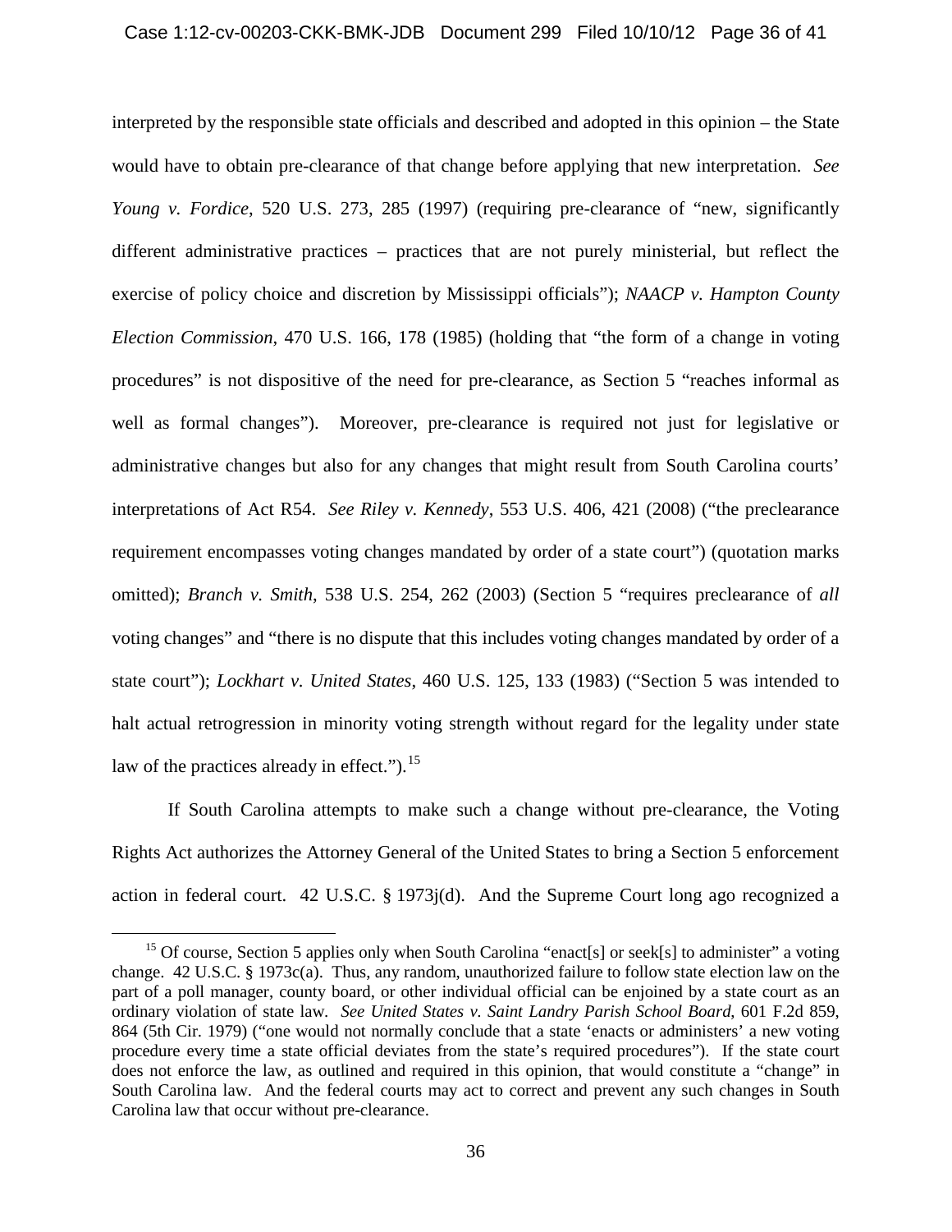interpreted by the responsible state officials and described and adopted in this opinion – the State would have to obtain pre-clearance of that change before applying that new interpretation. *See Young v. Fordice*, 520 U.S. 273, 285 (1997) (requiring pre-clearance of "new, significantly different administrative practices – practices that are not purely ministerial, but reflect the exercise of policy choice and discretion by Mississippi officials"); *NAACP v. Hampton County Election Commission*, 470 U.S. 166, 178 (1985) (holding that "the form of a change in voting procedures" is not dispositive of the need for pre-clearance, as Section 5 "reaches informal as well as formal changes"). Moreover, pre-clearance is required not just for legislative or administrative changes but also for any changes that might result from South Carolina courts' interpretations of Act R54. *See Riley v. Kennedy*, 553 U.S. 406, 421 (2008) ("the preclearance requirement encompasses voting changes mandated by order of a state court") (quotation marks omitted); *Branch v. Smith*, 538 U.S. 254, 262 (2003) (Section 5 "requires preclearance of *all* voting changes" and "there is no dispute that this includes voting changes mandated by order of a state court"); *Lockhart v. United States*, 460 U.S. 125, 133 (1983) ("Section 5 was intended to halt actual retrogression in minority voting strength without regard for the legality under state law of the practices already in effect.").[15]

If South Carolina attempts to make such a change without pre-clearance, the Voting Rights Act authorizes the Attorney General of the United States to bring a Section 5 enforcement action in federal court. 42 U.S.C. § 1973j(d). And the Supreme Court long ago recognized a

[15] Of course, Section 5 applies only when South Carolina "enact[s] or seek[s] to administer" a voting change. 42 U.S.C. § 1973c(a). Thus, any random, unauthorized failure to follow state election law on the part of a poll manager, county board, or other individual official can be enjoined by a state court as an ordinary violation of state law. *See United States v. Saint Landry Parish School Board*, 601 F.2d 859, 864 (5th Cir. 1979) ("one would not normally conclude that a state 'enacts or administers' a new voting procedure every time a state official deviates from the state's required procedures"). If the state court does not enforce the law, as outlined and required in this opinion, that would constitute a "change" in South Carolina law. And the federal courts may act to correct and prevent any such changes in South Carolina law that occur without pre-clearance.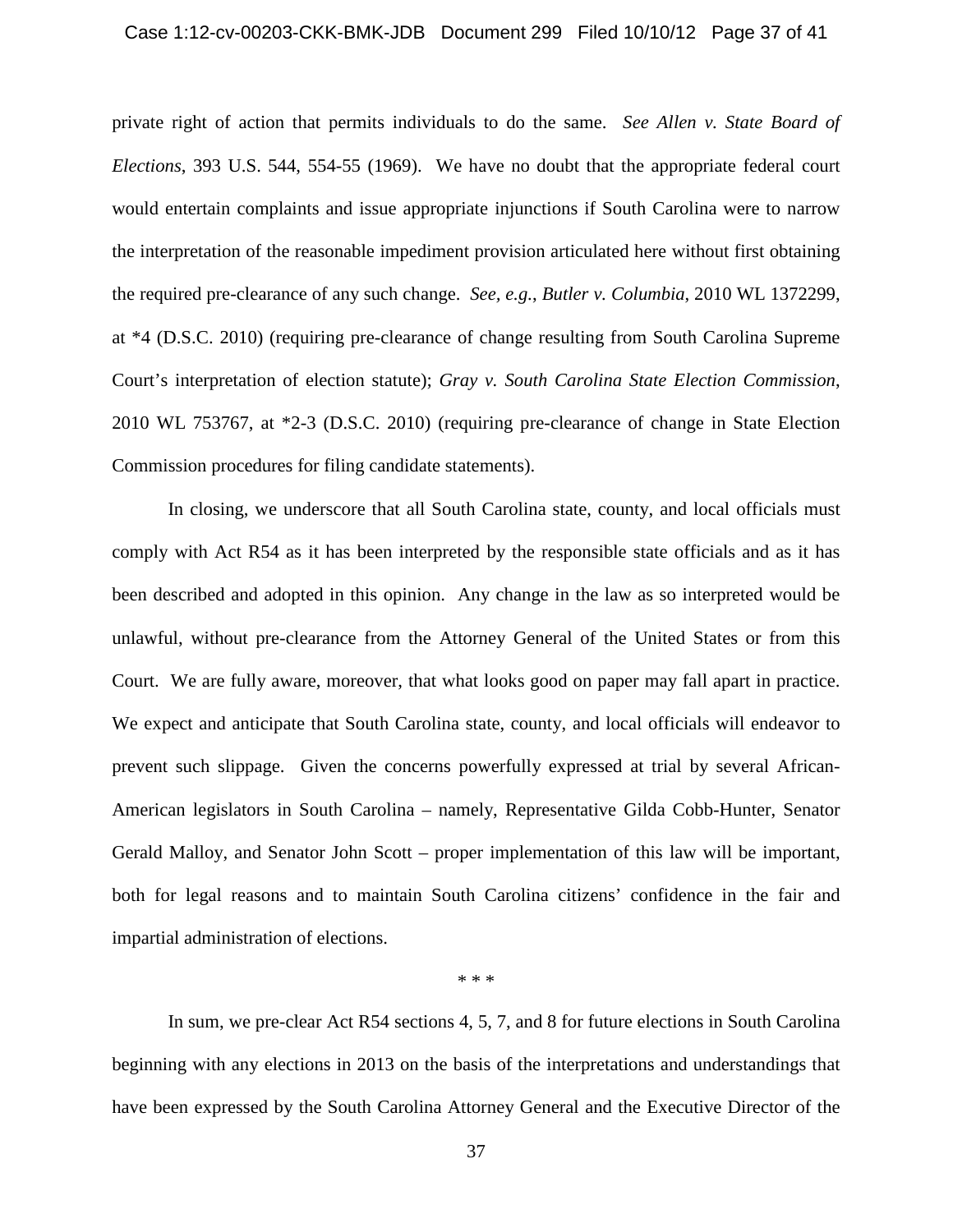private right of action that permits individuals to do the same. *See Allen v. State Board of Elections*, 393 U.S. 544, 554-55 (1969). We have no doubt that the appropriate federal court would entertain complaints and issue appropriate injunctions if South Carolina were to narrow the interpretation of the reasonable impediment provision articulated here without first obtaining the required pre-clearance of any such change. *See, e.g.*, *Butler v. Columbia*, 2010 WL 1372299, at *4 (D.S.C. 2010) (requiring pre-clearance of change resulting from South Carolina Supreme Court's interpretation of election statute); *Gray v. South Carolina State Election Commission*, 2010 WL 753767, at *2-3 (D.S.C. 2010) (requiring pre-clearance of change in State Election Commission procedures for filing candidate statements).

In closing, we underscore that all South Carolina state, county, and local officials must comply with Act R54 as it has been interpreted by the responsible state officials and as it has been described and adopted in this opinion. Any change in the law as so interpreted would be unlawful, without pre-clearance from the Attorney General of the United States or from this Court. We are fully aware, moreover, that what looks good on paper may fall apart in practice. We expect and anticipate that South Carolina state, county, and local officials will endeavor to prevent such slippage. Given the concerns powerfully expressed at trial by several African-American legislators in South Carolina – namely, Representative Gilda Cobb-Hunter, Senator Gerald Malloy, and Senator John Scott – proper implementation of this law will be important, both for legal reasons and to maintain South Carolina citizens' confidence in the fair and impartial administration of elections.

\* \* \*

In sum, we pre-clear Act R54 sections 4, 5, 7, and 8 for future elections in South Carolina beginning with any elections in 2013 on the basis of the interpretations and understandings that have been expressed by the South Carolina Attorney General and the Executive Director of the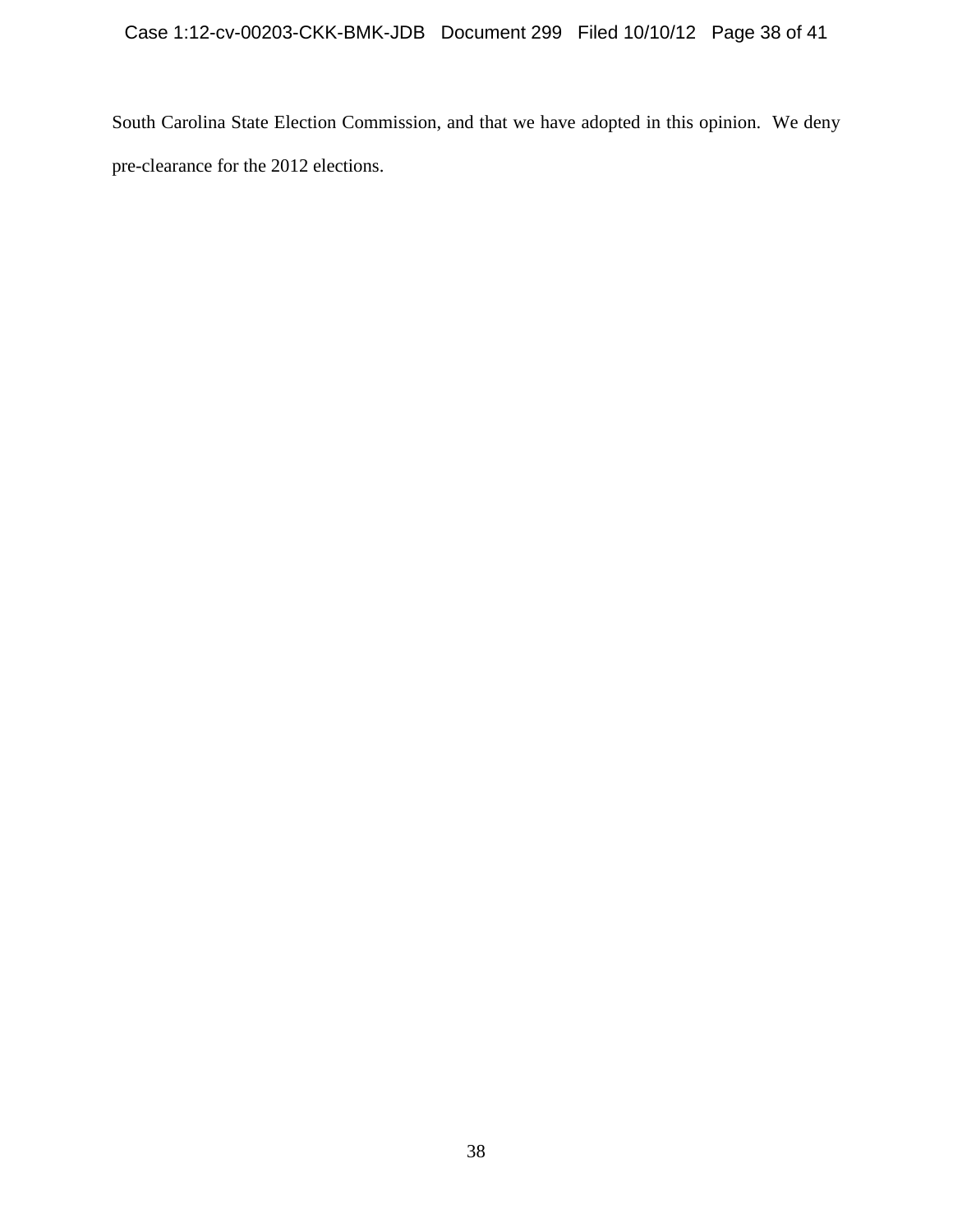South Carolina State Election Commission, and that we have adopted in this opinion. We deny pre-clearance for the 2012 elections.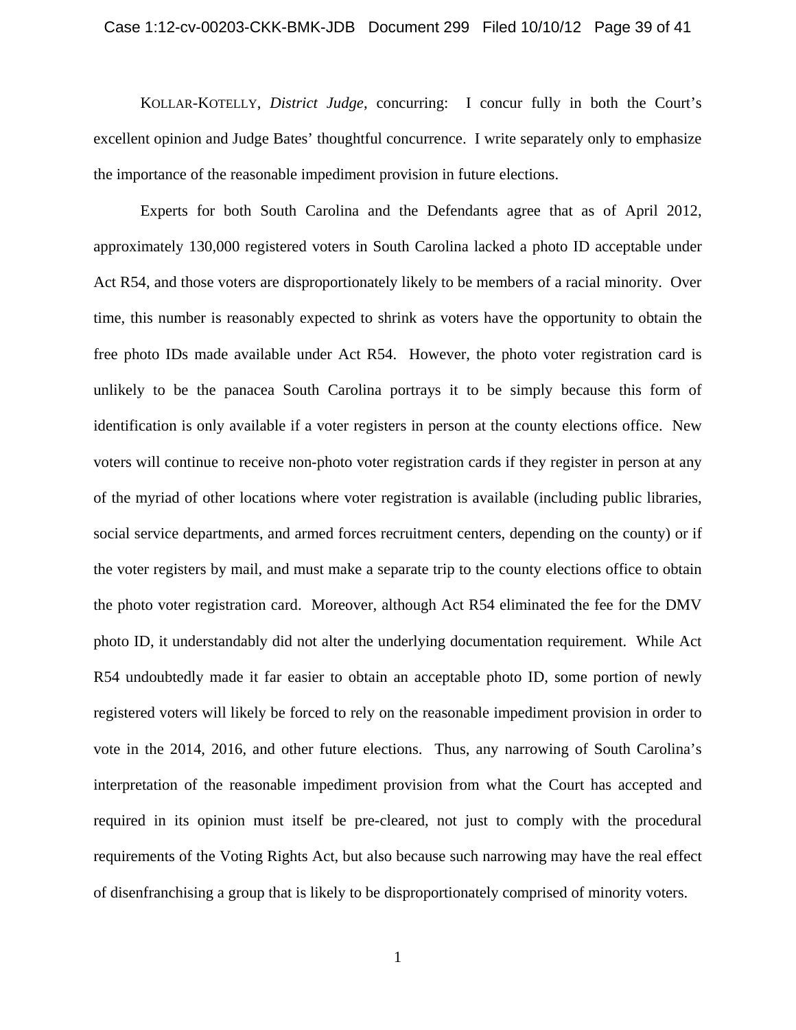KOLLAR-KOTELLY, *District Judge*, concurring: I concur fully in both the Court's excellent opinion and Judge Bates' thoughtful concurrence. I write separately only to emphasize the importance of the reasonable impediment provision in future elections.

Experts for both South Carolina and the Defendants agree that as of April 2012, approximately 130,000 registered voters in South Carolina lacked a photo ID acceptable under Act R54, and those voters are disproportionately likely to be members of a racial minority. Over time, this number is reasonably expected to shrink as voters have the opportunity to obtain the free photo IDs made available under Act R54. However, the photo voter registration card is unlikely to be the panacea South Carolina portrays it to be simply because this form of identification is only available if a voter registers in person at the county elections office. New voters will continue to receive non-photo voter registration cards if they register in person at any of the myriad of other locations where voter registration is available (including public libraries, social service departments, and armed forces recruitment centers, depending on the county) or if the voter registers by mail, and must make a separate trip to the county elections office to obtain the photo voter registration card. Moreover, although Act R54 eliminated the fee for the DMV photo ID, it understandably did not alter the underlying documentation requirement. While Act R54 undoubtedly made it far easier to obtain an acceptable photo ID, some portion of newly registered voters will likely be forced to rely on the reasonable impediment provision in order to vote in the 2014, 2016, and other future elections. Thus, any narrowing of South Carolina's interpretation of the reasonable impediment provision from what the Court has accepted and required in its opinion must itself be pre-cleared, not just to comply with the procedural requirements of the Voting Rights Act, but also because such narrowing may have the real effect of disenfranchising a group that is likely to be disproportionately comprised of minority voters.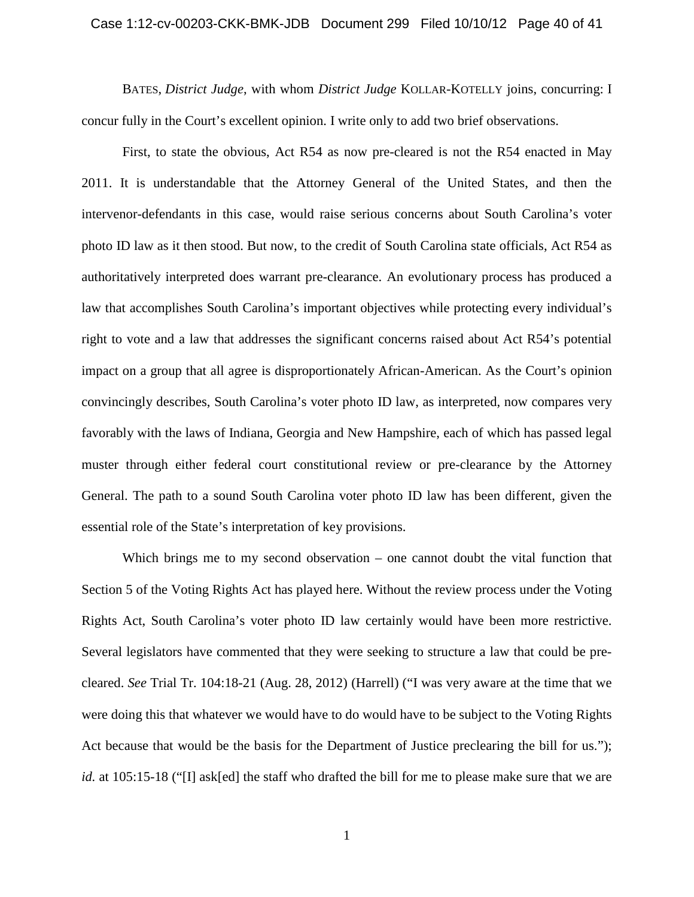BATES, *District Judge*, with whom *District Judge* KOLLAR-KOTELLY joins, concurring: I concur fully in the Court's excellent opinion. I write only to add two brief observations.

First, to state the obvious, Act R54 as now pre-cleared is not the R54 enacted in May 2011. It is understandable that the Attorney General of the United States, and then the intervenor-defendants in this case, would raise serious concerns about South Carolina's voter photo ID law as it then stood. But now, to the credit of South Carolina state officials, Act R54 as authoritatively interpreted does warrant pre-clearance. An evolutionary process has produced a law that accomplishes South Carolina's important objectives while protecting every individual's right to vote and a law that addresses the significant concerns raised about Act R54's potential impact on a group that all agree is disproportionately African-American. As the Court's opinion convincingly describes, South Carolina's voter photo ID law, as interpreted, now compares very favorably with the laws of Indiana, Georgia and New Hampshire, each of which has passed legal muster through either federal court constitutional review or pre-clearance by the Attorney General. The path to a sound South Carolina voter photo ID law has been different, given the essential role of the State's interpretation of key provisions.

Which brings me to my second observation – one cannot doubt the vital function that Section 5 of the Voting Rights Act has played here. Without the review process under the Voting Rights Act, South Carolina's voter photo ID law certainly would have been more restrictive. Several legislators have commented that they were seeking to structure a law that could be pre-cleared. *See* Trial Tr. 104:18-21 (Aug. 28, 2012) (Harrell) ("I was very aware at the time that we were doing this that whatever we would have to do would have to be subject to the Voting Rights Act because that would be the basis for the Department of Justice preclearing the bill for us."); *id.* at 105:15-18 ("[I] ask[ed] the staff who drafted the bill for me to please make sure that we are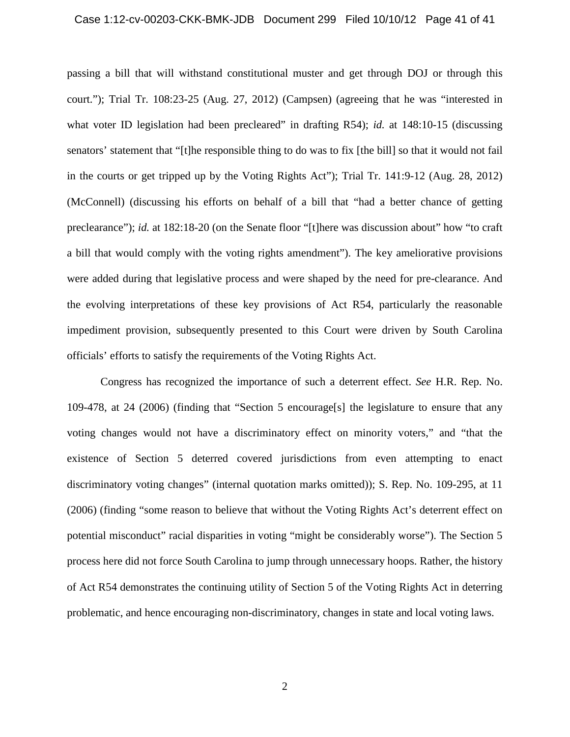passing a bill that will withstand constitutional muster and get through DOJ or through this court."); Trial Tr. 108:23-25 (Aug. 27, 2012) (Campsen) (agreeing that he was "interested in what voter ID legislation had been precleared" in drafting R54); *id.* at 148:10-15 (discussing senators' statement that "[t]he responsible thing to do was to fix [the bill] so that it would not fail in the courts or get tripped up by the Voting Rights Act"); Trial Tr. 141:9-12 (Aug. 28, 2012) (McConnell) (discussing his efforts on behalf of a bill that "had a better chance of getting preclearance"); *id.* at 182:18-20 (on the Senate floor "[t]here was discussion about" how "to craft a bill that would comply with the voting rights amendment"). The key ameliorative provisions were added during that legislative process and were shaped by the need for pre-clearance. And the evolving interpretations of these key provisions of Act R54, particularly the reasonable impediment provision, subsequently presented to this Court were driven by South Carolina officials' efforts to satisfy the requirements of the Voting Rights Act.

Congress has recognized the importance of such a deterrent effect. *See* H.R. Rep. No. 109-478, at 24 (2006) (finding that "Section 5 encourage[s] the legislature to ensure that any voting changes would not have a discriminatory effect on minority voters," and "that the existence of Section 5 deterred covered jurisdictions from even attempting to enact discriminatory voting changes" (internal quotation marks omitted)); S. Rep. No. 109-295, at 11 (2006) (finding "some reason to believe that without the Voting Rights Act's deterrent effect on potential misconduct" racial disparities in voting "might be considerably worse"). The Section 5 process here did not force South Carolina to jump through unnecessary hoops. Rather, the history of Act R54 demonstrates the continuing utility of Section 5 of the Voting Rights Act in deterring problematic, and hence encouraging non-discriminatory, changes in state and local voting laws.